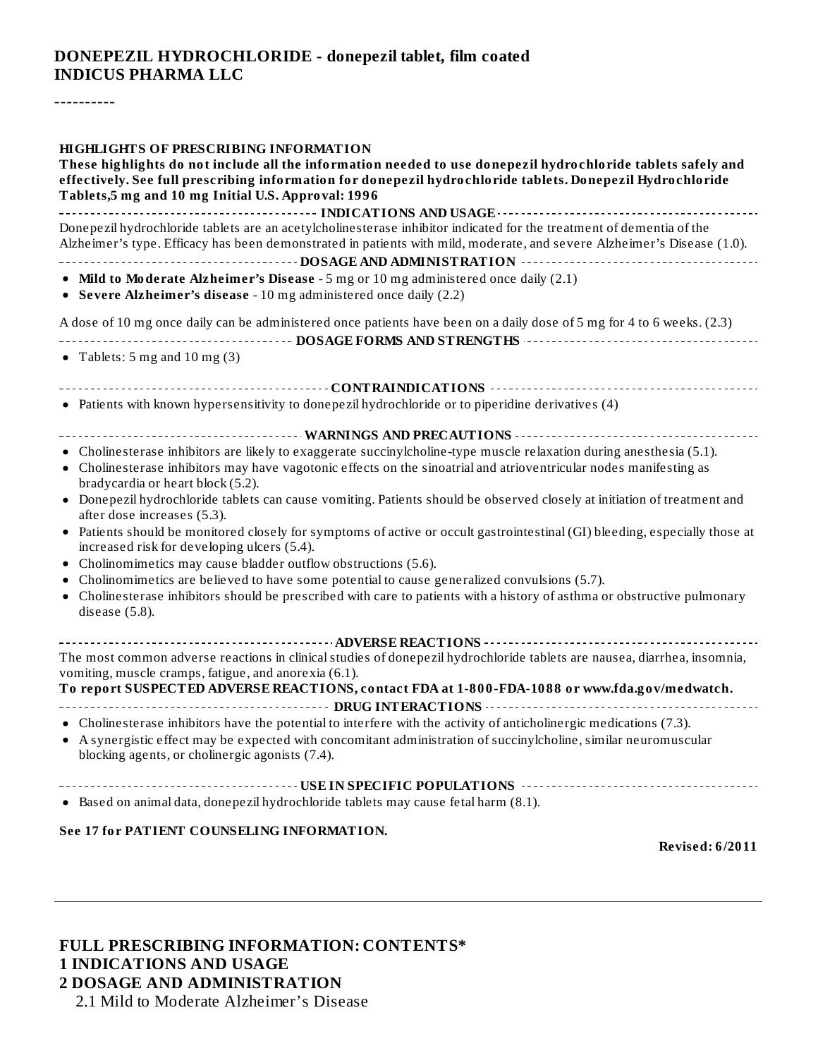# DONEPEZIL HYDROCHLORIDE - donepezil tablet, film coated
## INDICUS PHARMA LLC

----------

**HIGHLIGHTS OF PRESCRIBING INFORMATION**

**These highlights do not include all the information needed to use donepezil hydrochloride tablets safely and effectively. See full prescribing information for donepezil hydrochloride tablets. Donepezil Hydrochloride Tablets,5 mg and 10 mg Initial U.S. Approval: 1996**

**INDICATIONS AND USAGE**

Donepezil hydrochloride tablets are an acetylcholinesterase inhibitor indicated for the treatment of dementia of the Alzheimer's type. Efficacy has been demonstrated in patients with mild, moderate, and severe Alzheimer's Disease (1.0).

**DOSAGE AND ADMINISTRATION**

- **Mild to Moderate Alzheimer's Disease** - 5 mg or 10 mg administered once daily (2.1)
- **Severe Alzheimer's disease** - 10 mg administered once daily (2.2)

A dose of 10 mg once daily can be administered once patients have been on a daily dose of 5 mg for 4 to 6 weeks. (2.3)

**DOSAGE FORMS AND STRENGTHS**

- Tablets: 5 mg and 10 mg (3)

**CONTRAINDICATIONS**

- Patients with known hypersensitivity to donepezil hydrochloride or to piperidine derivatives (4)

**WARNINGS AND PRECAUTIONS**

- Cholinesterase inhibitors are likely to exaggerate succinylcholine-type muscle relaxation during anesthesia (5.1).
- Cholinesterase inhibitors may have vagotonic effects on the sinoatrial and atrioventricular nodes manifesting as bradycardia or heart block (5.2).
- Donepezil hydrochloride tablets can cause vomiting. Patients should be observed closely at initiation of treatment and after dose increases (5.3).
- Patients should be monitored closely for symptoms of active or occult gastrointestinal (GI) bleeding, especially those at increased risk for developing ulcers (5.4).
- Cholinomimetics may cause bladder outflow obstructions (5.6).
- Cholinomimetics are believed to have some potential to cause generalized convulsions (5.7).
- Cholinesterase inhibitors should be prescribed with care to patients with a history of asthma or obstructive pulmonary disease (5.8).

**ADVERSE REACTIONS**

The most common adverse reactions in clinical studies of donepezil hydrochloride tablets are nausea, diarrhea, insomnia, vomiting, muscle cramps, fatigue, and anorexia (6.1).

**To report SUSPECTED ADVERSE REACTIONS, contact FDA at 1-800-FDA-1088 or www.fda.gov/medwatch.**

**DRUG INTERACTIONS**

- Cholinesterase inhibitors have the potential to interfere with the activity of anticholinergic medications (7.3).
- A synergistic effect may be expected with concomitant administration of succinylcholine, similar neuromuscular blocking agents, or cholinergic agonists (7.4).

**USE IN SPECIFIC POPULATIONS**

- Based on animal data, donepezil hydrochloride tablets may cause fetal harm (8.1).

**See 17 for PATIENT COUNSELING INFORMATION.**

**Revised: 6/2011**

---

**FULL PRESCRIBING INFORMATION: CONTENTS***

**1 INDICATIONS AND USAGE**

**2 DOSAGE AND ADMINISTRATION**

2.1 Mild to Moderate Alzheimer's Disease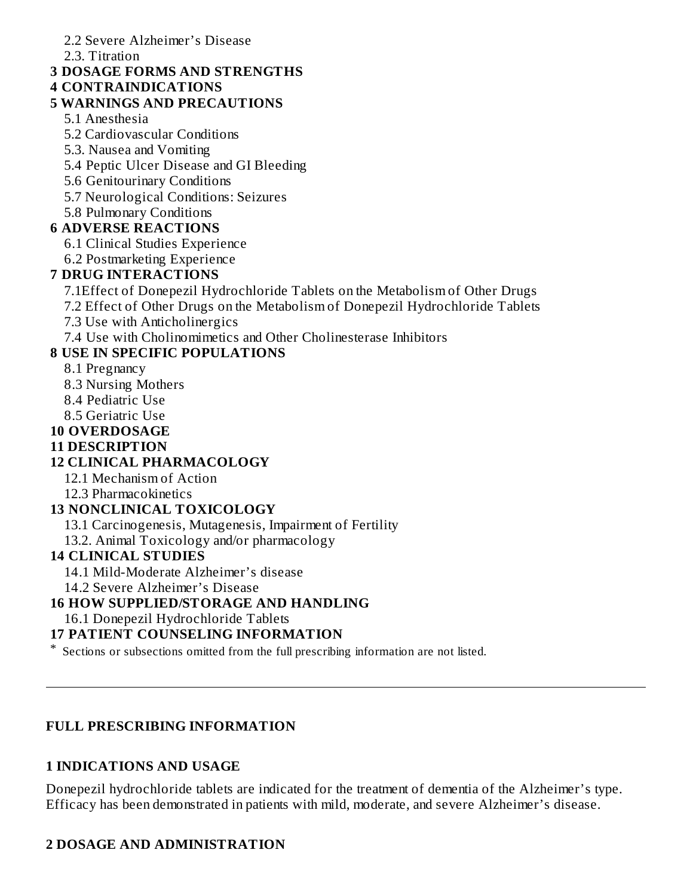2.2 Severe Alzheimer's Disease

2.3. Titration

**3 DOSAGE FORMS AND STRENGTHS**

**4 CONTRAINDICATIONS**

**5 WARNINGS AND PRECAUTIONS**

5.1 Anesthesia

5.2 Cardiovascular Conditions

5.3. Nausea and Vomiting

5.4 Peptic Ulcer Disease and GI Bleeding

5.6 Genitourinary Conditions

5.7 Neurological Conditions: Seizures

5.8 Pulmonary Conditions

**6 ADVERSE REACTIONS**

6.1 Clinical Studies Experience

6.2 Postmarketing Experience

**7 DRUG INTERACTIONS**

7.1Effect of Donepezil Hydrochloride Tablets on the Metabolism of Other Drugs

7.2 Effect of Other Drugs on the Metabolism of Donepezil Hydrochloride Tablets

7.3 Use with Anticholinergics

7.4 Use with Cholinomimetics and Other Cholinesterase Inhibitors

**8 USE IN SPECIFIC POPULATIONS**

8.1 Pregnancy

8.3 Nursing Mothers

8.4 Pediatric Use

8.5 Geriatric Use

**10 OVERDOSAGE**

**11 DESCRIPTION**

**12 CLINICAL PHARMACOLOGY**

12.1 Mechanism of Action

12.3 Pharmacokinetics

**13 NONCLINICAL TOXICOLOGY**

13.1 Carcinogenesis, Mutagenesis, Impairment of Fertility

13.2. Animal Toxicology and/or pharmacology

**14 CLINICAL STUDIES**

14.1 Mild-Moderate Alzheimer's disease

14.2 Severe Alzheimer's Disease

**16 HOW SUPPLIED/STORAGE AND HANDLING**

16.1 Donepezil Hydrochloride Tablets

**17 PATIENT COUNSELING INFORMATION**

\* Sections or subsections omitted from the full prescribing information are not listed.

---

## FULL PRESCRIBING INFORMATION

## 1 INDICATIONS AND USAGE

Donepezil hydrochloride tablets are indicated for the treatment of dementia of the Alzheimer's type. Efficacy has been demonstrated in patients with mild, moderate, and severe Alzheimer's disease.

## 2 DOSAGE AND ADMINISTRATION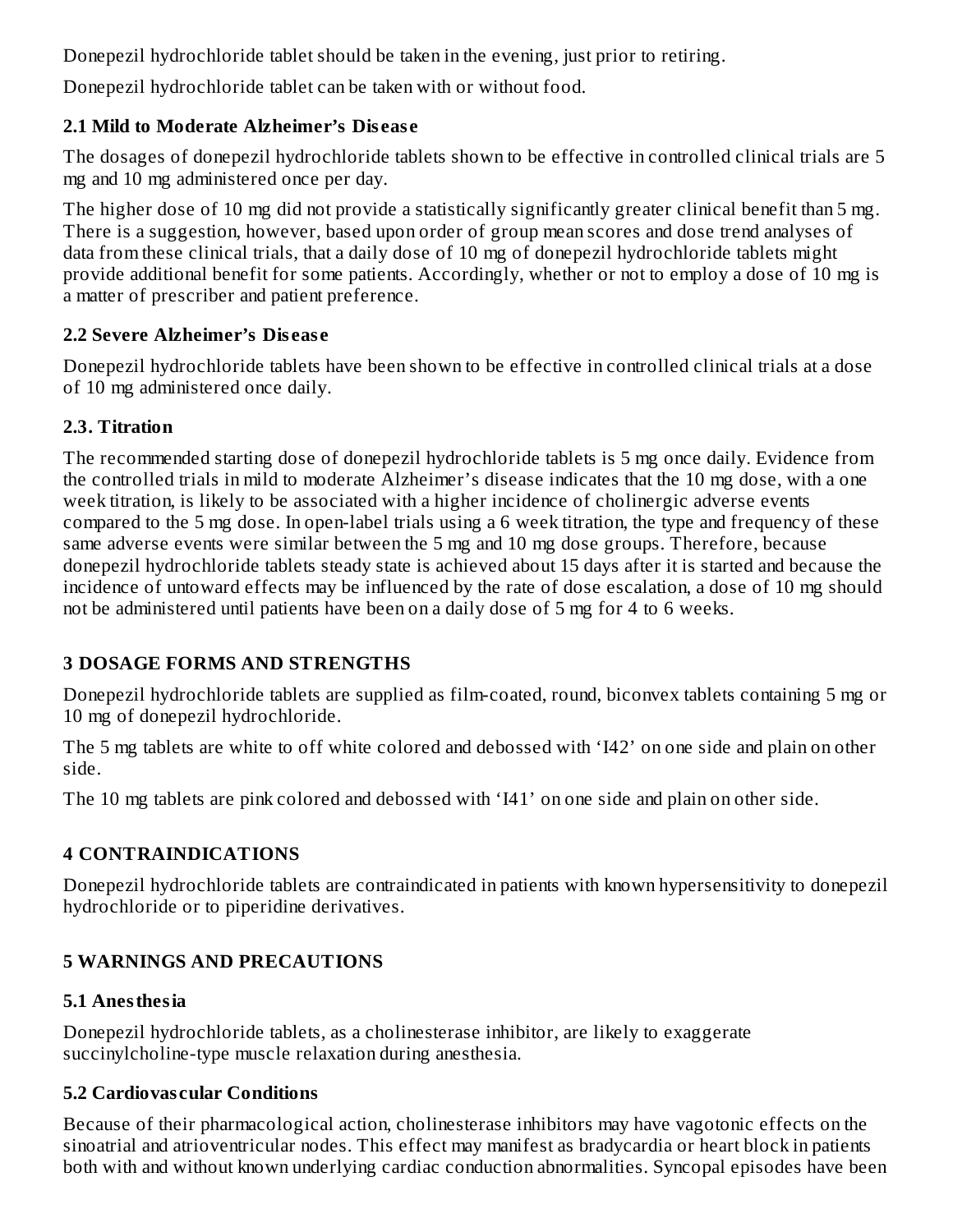Donepezil hydrochloride tablet should be taken in the evening, just prior to retiring.

Donepezil hydrochloride tablet can be taken with or without food.

### 2.1 Mild to Moderate Alzheimer's Disease

The dosages of donepezil hydrochloride tablets shown to be effective in controlled clinical trials are 5 mg and 10 mg administered once per day.

The higher dose of 10 mg did not provide a statistically significantly greater clinical benefit than 5 mg. There is a suggestion, however, based upon order of group mean scores and dose trend analyses of data from these clinical trials, that a daily dose of 10 mg of donepezil hydrochloride tablets might provide additional benefit for some patients. Accordingly, whether or not to employ a dose of 10 mg is a matter of prescriber and patient preference.

### 2.2 Severe Alzheimer's Disease

Donepezil hydrochloride tablets have been shown to be effective in controlled clinical trials at a dose of 10 mg administered once daily.

### 2.3. Titration

The recommended starting dose of donepezil hydrochloride tablets is 5 mg once daily. Evidence from the controlled trials in mild to moderate Alzheimer's disease indicates that the 10 mg dose, with a one week titration, is likely to be associated with a higher incidence of cholinergic adverse events compared to the 5 mg dose. In open-label trials using a 6 week titration, the type and frequency of these same adverse events were similar between the 5 mg and 10 mg dose groups. Therefore, because donepezil hydrochloride tablets steady state is achieved about 15 days after it is started and because the incidence of untoward effects may be influenced by the rate of dose escalation, a dose of 10 mg should not be administered until patients have been on a daily dose of 5 mg for 4 to 6 weeks.

## 3 DOSAGE FORMS AND STRENGTHS

Donepezil hydrochloride tablets are supplied as film-coated, round, biconvex tablets containing 5 mg or 10 mg of donepezil hydrochloride.

The 5 mg tablets are white to off white colored and debossed with 'I42' on one side and plain on other side.

The 10 mg tablets are pink colored and debossed with 'I41' on one side and plain on other side.

## 4 CONTRAINDICATIONS

Donepezil hydrochloride tablets are contraindicated in patients with known hypersensitivity to donepezil hydrochloride or to piperidine derivatives.

## 5 WARNINGS AND PRECAUTIONS

### 5.1 Anesthesia

Donepezil hydrochloride tablets, as a cholinesterase inhibitor, are likely to exaggerate succinylcholine-type muscle relaxation during anesthesia.

### 5.2 Cardiovascular Conditions

Because of their pharmacological action, cholinesterase inhibitors may have vagotonic effects on the sinoatrial and atrioventricular nodes. This effect may manifest as bradycardia or heart block in patients both with and without known underlying cardiac conduction abnormalities. Syncopal episodes have been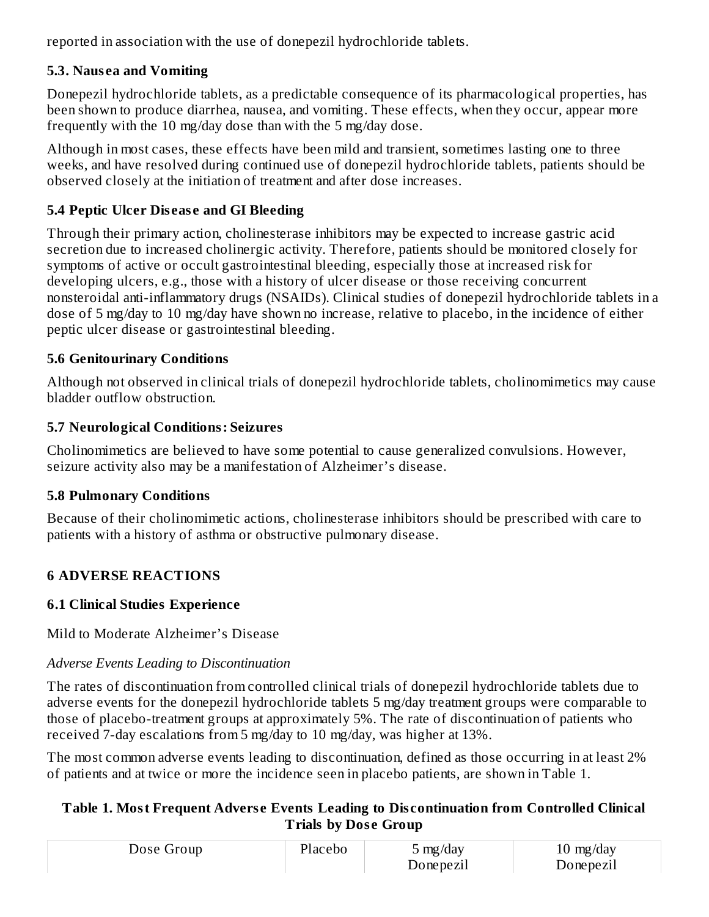reported in association with the use of donepezil hydrochloride tablets.

### 5.3. Nausea and Vomiting

Donepezil hydrochloride tablets, as a predictable consequence of its pharmacological properties, has been shown to produce diarrhea, nausea, and vomiting. These effects, when they occur, appear more frequently with the 10 mg/day dose than with the 5 mg/day dose.

Although in most cases, these effects have been mild and transient, sometimes lasting one to three weeks, and have resolved during continued use of donepezil hydrochloride tablets, patients should be observed closely at the initiation of treatment and after dose increases.

### 5.4 Peptic Ulcer Disease and GI Bleeding

Through their primary action, cholinesterase inhibitors may be expected to increase gastric acid secretion due to increased cholinergic activity. Therefore, patients should be monitored closely for symptoms of active or occult gastrointestinal bleeding, especially those at increased risk for developing ulcers, e.g., those with a history of ulcer disease or those receiving concurrent nonsteroidal anti-inflammatory drugs (NSAIDs). Clinical studies of donepezil hydrochloride tablets in a dose of 5 mg/day to 10 mg/day have shown no increase, relative to placebo, in the incidence of either peptic ulcer disease or gastrointestinal bleeding.

### 5.6 Genitourinary Conditions

Although not observed in clinical trials of donepezil hydrochloride tablets, cholinomimetics may cause bladder outflow obstruction.

### 5.7 Neurological Conditions: Seizures

Cholinomimetics are believed to have some potential to cause generalized convulsions. However, seizure activity also may be a manifestation of Alzheimer's disease.

### 5.8 Pulmonary Conditions

Because of their cholinomimetic actions, cholinesterase inhibitors should be prescribed with care to patients with a history of asthma or obstructive pulmonary disease.

## 6 ADVERSE REACTIONS

### 6.1 Clinical Studies Experience

Mild to Moderate Alzheimer's Disease

*Adverse Events Leading to Discontinuation*

The rates of discontinuation from controlled clinical trials of donepezil hydrochloride tablets due to adverse events for the donepezil hydrochloride tablets 5 mg/day treatment groups were comparable to those of placebo-treatment groups at approximately 5%. The rate of discontinuation of patients who received 7-day escalations from 5 mg/day to 10 mg/day, was higher at 13%.

The most common adverse events leading to discontinuation, defined as those occurring in at least 2% of patients and at twice or more the incidence seen in placebo patients, are shown in Table 1.

**Table 1. Most Frequent Adverse Events Leading to Discontinuation from Controlled Clinical Trials by Dose Group**

| Dose Group | Placebo | 5 mg/day Donepezil | 10 mg/day Donepezil |
|---|---|---|---|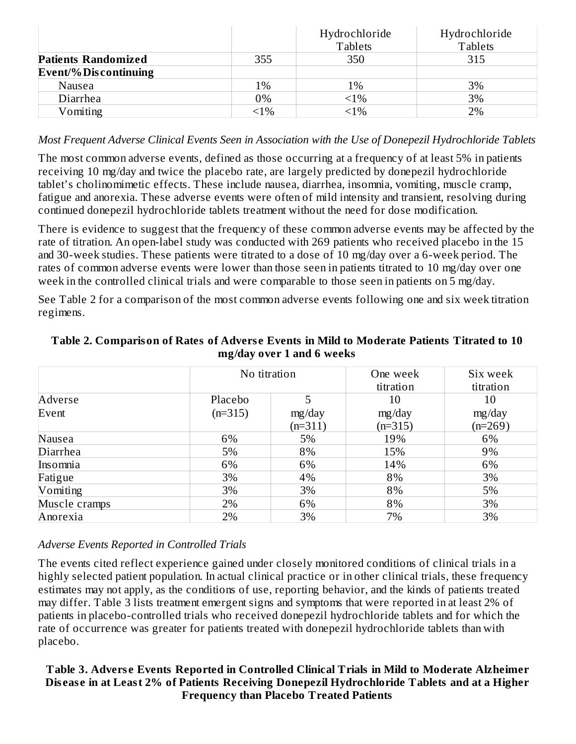| | | Hydrochloride Tablets | Hydrochloride Tablets |
|---|---|---|---|
| **Patients Randomized** | 355 | 350 | 315 |
| **Event/%Discontinuing** | | | |
| Nausea | 1% | 1% | 3% |
| Diarrhea | 0% | <1% | 3% |
| Vomiting | <1% | <1% | 2% |

*Most Frequent Adverse Clinical Events Seen in Association with the Use of Donepezil Hydrochloride Tablets*

The most common adverse events, defined as those occurring at a frequency of at least 5% in patients receiving 10 mg/day and twice the placebo rate, are largely predicted by donepezil hydrochloride tablet's cholinomimetic effects. These include nausea, diarrhea, insomnia, vomiting, muscle cramp, fatigue and anorexia. These adverse events were often of mild intensity and transient, resolving during continued donepezil hydrochloride tablets treatment without the need for dose modification.

There is evidence to suggest that the frequency of these common adverse events may be affected by the rate of titration. An open-label study was conducted with 269 patients who received placebo in the 15 and 30-week studies. These patients were titrated to a dose of 10 mg/day over a 6-week period. The rates of common adverse events were lower than those seen in patients titrated to 10 mg/day over one week in the controlled clinical trials and were comparable to those seen in patients on 5 mg/day.

See Table 2 for a comparison of the most common adverse events following one and six week titration regimens.

**Table 2. Comparison of Rates of Adverse Events in Mild to Moderate Patients Titrated to 10 mg/day over 1 and 6 weeks**

| | No titration | | One week titration | Six week titration |
|---|---|---|---|---|
| Adverse Event | Placebo (n=315) | 5 mg/day (n=311) | 10 mg/day (n=315) | 10 mg/day (n=269) |
| Nausea | 6% | 5% | 19% | 6% |
| Diarrhea | 5% | 8% | 15% | 9% |
| Insomnia | 6% | 6% | 14% | 6% |
| Fatigue | 3% | 4% | 8% | 3% |
| Vomiting | 3% | 3% | 8% | 5% |
| Muscle cramps | 2% | 6% | 8% | 3% |
| Anorexia | 2% | 3% | 7% | 3% |

*Adverse Events Reported in Controlled Trials*

The events cited reflect experience gained under closely monitored conditions of clinical trials in a highly selected patient population. In actual clinical practice or in other clinical trials, these frequency estimates may not apply, as the conditions of use, reporting behavior, and the kinds of patients treated may differ. Table 3 lists treatment emergent signs and symptoms that were reported in at least 2% of patients in placebo-controlled trials who received donepezil hydrochloride tablets and for which the rate of occurrence was greater for patients treated with donepezil hydrochloride tablets than with placebo.

**Table 3. Adverse Events Reported in Controlled Clinical Trials in Mild to Moderate Alzheimer Disease in at Least 2% of Patients Receiving Donepezil Hydrochloride Tablets and at a Higher Frequency than Placebo Treated Patients**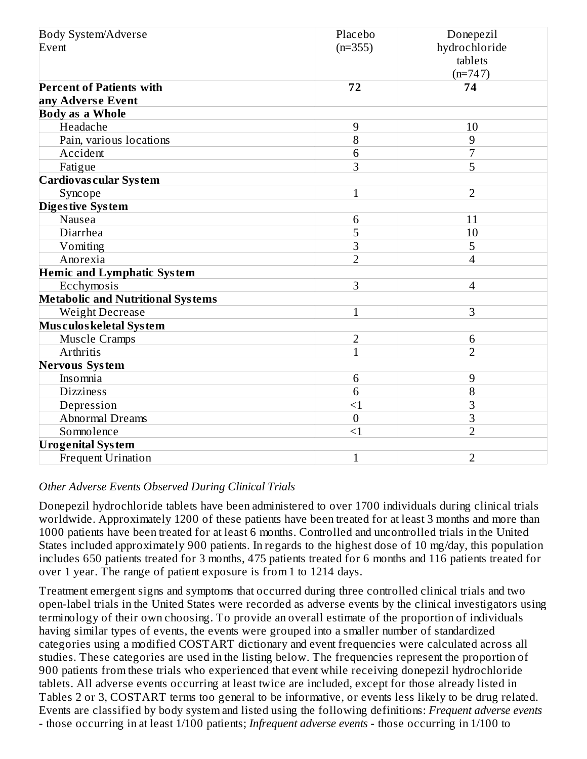| Body System/Adverse Event | Placebo (n=355) | Donepezil hydrochloride tablets (n=747) |
| --- | --- | --- |
| **Percent of Patients with any Adverse Event** | **72** | **74** |
| **Body as a Whole** | | |
| Headache | 9 | 10 |
| Pain, various locations | 8 | 9 |
| Accident | 6 | 7 |
| Fatigue | 3 | 5 |
| **Cardiovascular System** | | |
| Syncope | 1 | 2 |
| **Digestive System** | | |
| Nausea | 6 | 11 |
| Diarrhea | 5 | 10 |
| Vomiting | 3 | 5 |
| Anorexia | 2 | 4 |
| **Hemic and Lymphatic System** | | |
| Ecchymosis | 3 | 4 |
| **Metabolic and Nutritional Systems** | | |
| Weight Decrease | 1 | 3 |
| **Musculoskeletal System** | | |
| Muscle Cramps | 2 | 6 |
| Arthritis | 1 | 2 |
| **Nervous System** | | |
| Insomnia | 6 | 9 |
| Dizziness | 6 | 8 |
| Depression | <1 | 3 |
| Abnormal Dreams | 0 | 3 |
| Somnolence | <1 | 2 |
| **Urogenital System** | | |
| Frequent Urination | 1 | 2 |

*Other Adverse Events Observed During Clinical Trials*

Donepezil hydrochloride tablets have been administered to over 1700 individuals during clinical trials worldwide. Approximately 1200 of these patients have been treated for at least 3 months and more than 1000 patients have been treated for at least 6 months. Controlled and uncontrolled trials in the United States included approximately 900 patients. In regards to the highest dose of 10 mg/day, this population includes 650 patients treated for 3 months, 475 patients treated for 6 months and 116 patients treated for over 1 year. The range of patient exposure is from 1 to 1214 days.

Treatment emergent signs and symptoms that occurred during three controlled clinical trials and two open-label trials in the United States were recorded as adverse events by the clinical investigators using terminology of their own choosing. To provide an overall estimate of the proportion of individuals having similar types of events, the events were grouped into a smaller number of standardized categories using a modified COSTART dictionary and event frequencies were calculated across all studies. These categories are used in the listing below. The frequencies represent the proportion of 900 patients from these trials who experienced that event while receiving donepezil hydrochloride tablets. All adverse events occurring at least twice are included, except for those already listed in Tables 2 or 3, COSTART terms too general to be informative, or events less likely to be drug related. Events are classified by body system and listed using the following definitions: *Frequent adverse events* - those occurring in at least 1/100 patients; *Infrequent adverse events* - those occurring in 1/100 to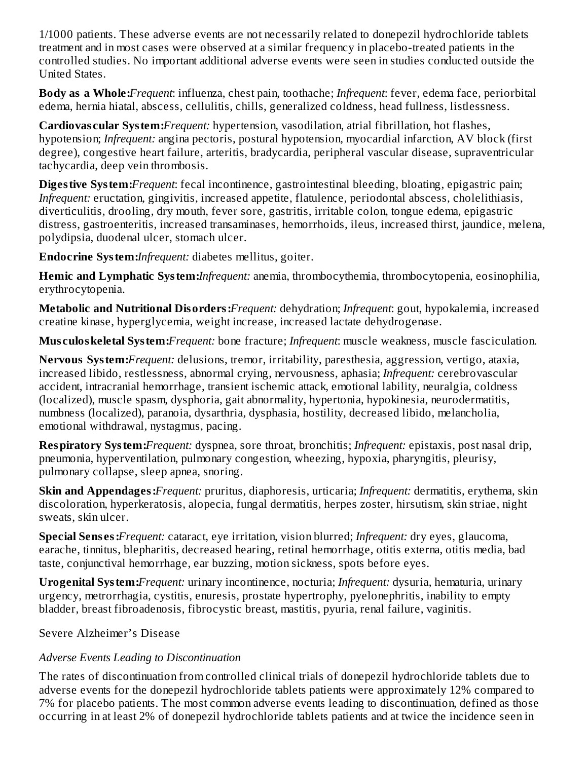1/1000 patients. These adverse events are not necessarily related to donepezil hydrochloride tablets treatment and in most cases were observed at a similar frequency in placebo-treated patients in the controlled studies. No important additional adverse events were seen in studies conducted outside the United States.

**Body as a Whole:** *Frequent*: influenza, chest pain, toothache; *Infrequent*: fever, edema face, periorbital edema, hernia hiatal, abscess, cellulitis, chills, generalized coldness, head fullness, listlessness.

**Cardiovascular System:** *Frequent:* hypertension, vasodilation, atrial fibrillation, hot flashes, hypotension; *Infrequent:* angina pectoris, postural hypotension, myocardial infarction, AV block (first degree), congestive heart failure, arteritis, bradycardia, peripheral vascular disease, supraventricular tachycardia, deep vein thrombosis.

**Digestive System:** *Frequent*: fecal incontinence, gastrointestinal bleeding, bloating, epigastric pain; *Infrequent:* eructation, gingivitis, increased appetite, flatulence, periodontal abscess, cholelithiasis, diverticulitis, drooling, dry mouth, fever sore, gastritis, irritable colon, tongue edema, epigastric distress, gastroenteritis, increased transaminases, hemorrhoids, ileus, increased thirst, jaundice, melena, polydipsia, duodenal ulcer, stomach ulcer.

**Endocrine System:** *Infrequent:* diabetes mellitus, goiter.

**Hemic and Lymphatic System:** *Infrequent:* anemia, thrombocythemia, thrombocytopenia, eosinophilia, erythrocytopenia.

**Metabolic and Nutritional Disorders:** *Frequent:* dehydration; *Infrequent*: gout, hypokalemia, increased creatine kinase, hyperglycemia, weight increase, increased lactate dehydrogenase.

**Musculoskeletal System:** *Frequent:* bone fracture; *Infrequent*: muscle weakness, muscle fasciculation.

**Nervous System:** *Frequent:* delusions, tremor, irritability, paresthesia, aggression, vertigo, ataxia, increased libido, restlessness, abnormal crying, nervousness, aphasia; *Infrequent:* cerebrovascular accident, intracranial hemorrhage, transient ischemic attack, emotional lability, neuralgia, coldness (localized), muscle spasm, dysphoria, gait abnormality, hypertonia, hypokinesia, neurodermatitis, numbness (localized), paranoia, dysarthria, dysphasia, hostility, decreased libido, melancholia, emotional withdrawal, nystagmus, pacing.

**Respiratory System:** *Frequent:* dyspnea, sore throat, bronchitis; *Infrequent:* epistaxis, post nasal drip, pneumonia, hyperventilation, pulmonary congestion, wheezing, hypoxia, pharyngitis, pleurisy, pulmonary collapse, sleep apnea, snoring.

**Skin and Appendages:** *Frequent:* pruritus, diaphoresis, urticaria; *Infrequent:* dermatitis, erythema, skin discoloration, hyperkeratosis, alopecia, fungal dermatitis, herpes zoster, hirsutism, skin striae, night sweats, skin ulcer.

**Special Senses:** *Frequent:* cataract, eye irritation, vision blurred; *Infrequent:* dry eyes, glaucoma, earache, tinnitus, blepharitis, decreased hearing, retinal hemorrhage, otitis externa, otitis media, bad taste, conjunctival hemorrhage, ear buzzing, motion sickness, spots before eyes.

**Urogenital System:** *Frequent:* urinary incontinence, nocturia; *Infrequent:* dysuria, hematuria, urinary urgency, metrorrhagia, cystitis, enuresis, prostate hypertrophy, pyelonephritis, inability to empty bladder, breast fibroadenosis, fibrocystic breast, mastitis, pyuria, renal failure, vaginitis.

Severe Alzheimer's Disease

*Adverse Events Leading to Discontinuation*

The rates of discontinuation from controlled clinical trials of donepezil hydrochloride tablets due to adverse events for the donepezil hydrochloride tablets patients were approximately 12% compared to 7% for placebo patients. The most common adverse events leading to discontinuation, defined as those occurring in at least 2% of donepezil hydrochloride tablets patients and at twice the incidence seen in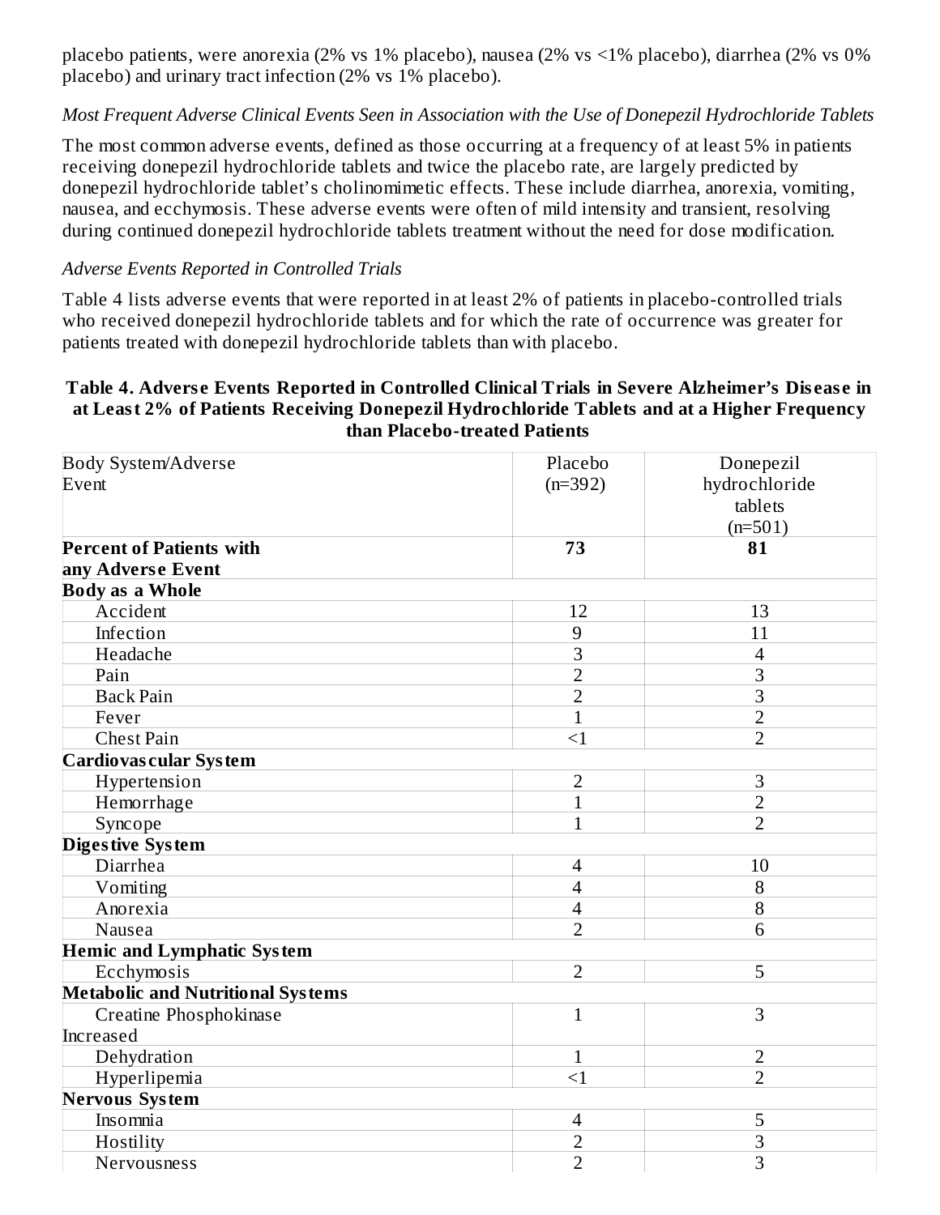placebo patients, were anorexia (2% vs 1% placebo), nausea (2% vs <1% placebo), diarrhea (2% vs 0% placebo) and urinary tract infection (2% vs 1% placebo).

*Most Frequent Adverse Clinical Events Seen in Association with the Use of Donepezil Hydrochloride Tablets*

The most common adverse events, defined as those occurring at a frequency of at least 5% in patients receiving donepezil hydrochloride tablets and twice the placebo rate, are largely predicted by donepezil hydrochloride tablet's cholinomimetic effects. These include diarrhea, anorexia, vomiting, nausea, and ecchymosis. These adverse events were often of mild intensity and transient, resolving during continued donepezil hydrochloride tablets treatment without the need for dose modification.

*Adverse Events Reported in Controlled Trials*

Table 4 lists adverse events that were reported in at least 2% of patients in placebo-controlled trials who received donepezil hydrochloride tablets and for which the rate of occurrence was greater for patients treated with donepezil hydrochloride tablets than with placebo.

**Table 4. Adverse Events Reported in Controlled Clinical Trials in Severe Alzheimer's Disease in at Least 2% of Patients Receiving Donepezil Hydrochloride Tablets and at a Higher Frequency than Placebo-treated Patients**

| Body System/Adverse Event | Placebo (n=392) | Donepezil hydrochloride tablets (n=501) |
|---|---|---|
| **Percent of Patients with any Adverse Event** | **73** | **81** |
| **Body as a Whole** | | |
| Accident | 12 | 13 |
| Infection | 9 | 11 |
| Headache | 3 | 4 |
| Pain | 2 | 3 |
| Back Pain | 2 | 3 |
| Fever | 1 | 2 |
| Chest Pain | <1 | 2 |
| **Cardiovascular System** | | |
| Hypertension | 2 | 3 |
| Hemorrhage | 1 | 2 |
| Syncope | 1 | 2 |
| **Digestive System** | | |
| Diarrhea | 4 | 10 |
| Vomiting | 4 | 8 |
| Anorexia | 4 | 8 |
| Nausea | 2 | 6 |
| **Hemic and Lymphatic System** | | |
| Ecchymosis | 2 | 5 |
| **Metabolic and Nutritional Systems** | | |
| Creatine Phosphokinase Increased | 1 | 3 |
| Dehydration | 1 | 2 |
| Hyperlipemia | <1 | 2 |
| **Nervous System** | | |
| Insomnia | 4 | 5 |
| Hostility | 2 | 3 |
| Nervousness | 2 | 3 |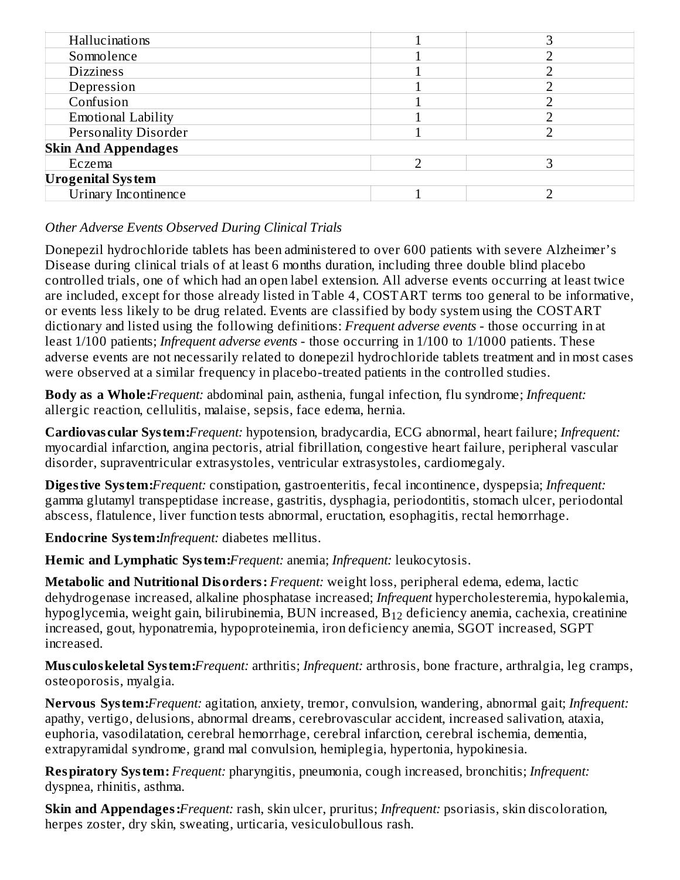| | | |
|---|---|---|
| Hallucinations | 1 | 3 |
| Somnolence | 1 | 2 |
| Dizziness | 1 | 2 |
| Depression | 1 | 2 |
| Confusion | 1 | 2 |
| Emotional Lability | 1 | 2 |
| Personality Disorder | 1 | 2 |
| **Skin And Appendages** | | |
| Eczema | 2 | 3 |
| **Urogenital System** | | |
| Urinary Incontinence | 1 | 2 |

*Other Adverse Events Observed During Clinical Trials*

Donepezil hydrochloride tablets has been administered to over 600 patients with severe Alzheimer's Disease during clinical trials of at least 6 months duration, including three double blind placebo controlled trials, one of which had an open label extension. All adverse events occurring at least twice are included, except for those already listed in Table 4, COSTART terms too general to be informative, or events less likely to be drug related. Events are classified by body system using the COSTART dictionary and listed using the following definitions: *Frequent adverse events* - those occurring in at least 1/100 patients; *Infrequent adverse events* - those occurring in 1/100 to 1/1000 patients. These adverse events are not necessarily related to donepezil hydrochloride tablets treatment and in most cases were observed at a similar frequency in placebo-treated patients in the controlled studies.

**Body as a Whole:***Frequent:* abdominal pain, asthenia, fungal infection, flu syndrome; *Infrequent:* allergic reaction, cellulitis, malaise, sepsis, face edema, hernia.

**Cardiovascular System:***Frequent:* hypotension, bradycardia, ECG abnormal, heart failure; *Infrequent:* myocardial infarction, angina pectoris, atrial fibrillation, congestive heart failure, peripheral vascular disorder, supraventricular extrasystoles, ventricular extrasystoles, cardiomegaly.

**Digestive System:***Frequent:* constipation, gastroenteritis, fecal incontinence, dyspepsia; *Infrequent:* gamma glutamyl transpeptidase increase, gastritis, dysphagia, periodontitis, stomach ulcer, periodontal abscess, flatulence, liver function tests abnormal, eructation, esophagitis, rectal hemorrhage.

**Endocrine System:***Infrequent:* diabetes mellitus.

**Hemic and Lymphatic System:***Frequent:* anemia; *Infrequent:* leukocytosis.

**Metabolic and Nutritional Disorders:** *Frequent:* weight loss, peripheral edema, edema, lactic dehydrogenase increased, alkaline phosphatase increased; *Infrequent* hypercholesteremia, hypokalemia, hypoglycemia, weight gain, bilirubinemia, BUN increased, $B_{12}$ deficiency anemia, cachexia, creatinine increased, gout, hyponatremia, hypoproteinemia, iron deficiency anemia, SGOT increased, SGPT increased.

**Musculoskeletal System:***Frequent:* arthritis; *Infrequent:* arthrosis, bone fracture, arthralgia, leg cramps, osteoporosis, myalgia.

**Nervous System:***Frequent:* agitation, anxiety, tremor, convulsion, wandering, abnormal gait; *Infrequent:* apathy, vertigo, delusions, abnormal dreams, cerebrovascular accident, increased salivation, ataxia, euphoria, vasodilatation, cerebral hemorrhage, cerebral infarction, cerebral ischemia, dementia, extrapyramidal syndrome, grand mal convulsion, hemiplegia, hypertonia, hypokinesia.

**Respiratory System:** *Frequent:* pharyngitis, pneumonia, cough increased, bronchitis; *Infrequent:* dyspnea, rhinitis, asthma.

**Skin and Appendages:***Frequent:* rash, skin ulcer, pruritus; *Infrequent:* psoriasis, skin discoloration, herpes zoster, dry skin, sweating, urticaria, vesiculobullous rash.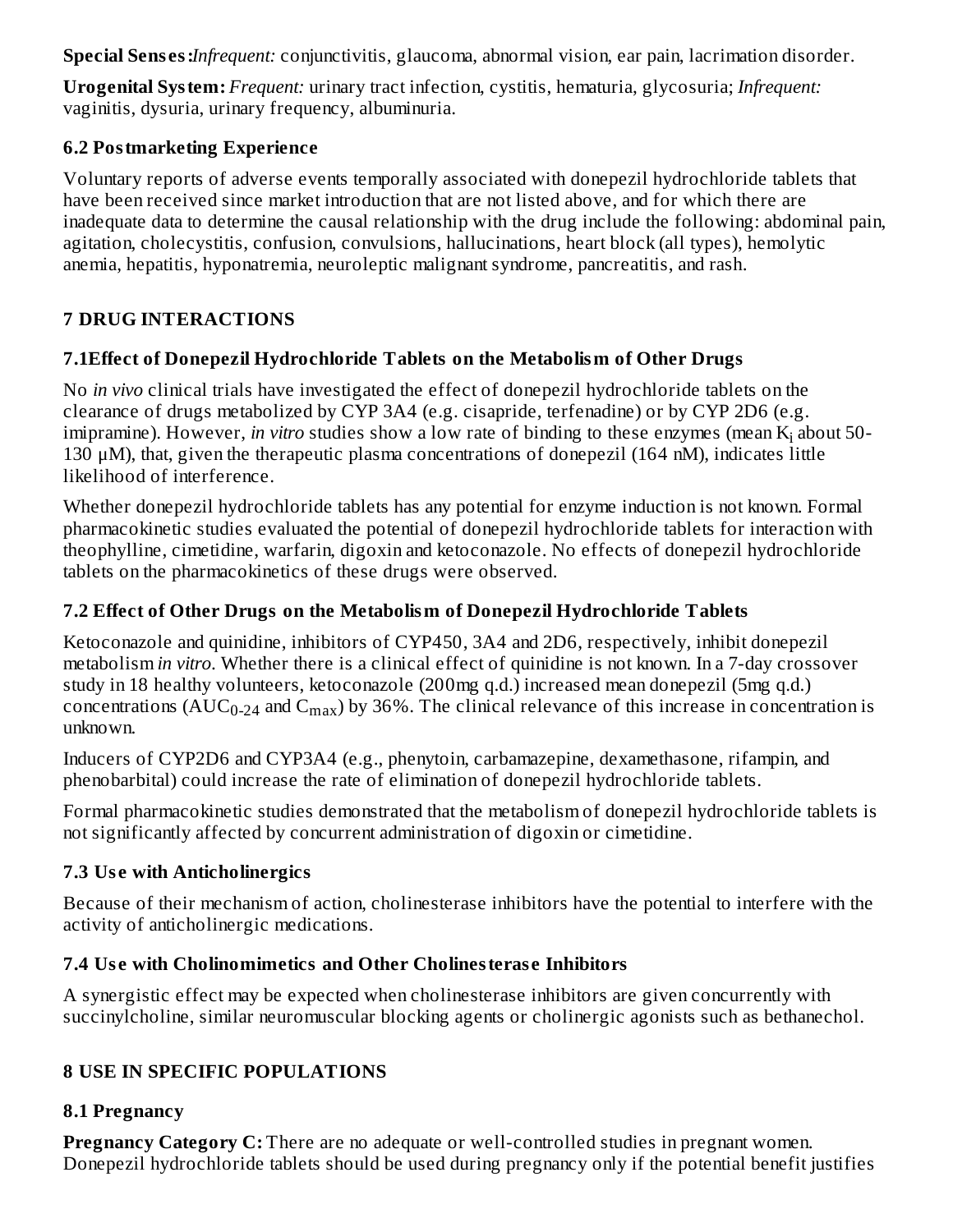**Special Senses:** *Infrequent:* conjunctivitis, glaucoma, abnormal vision, ear pain, lacrimation disorder.

**Urogenital System:** *Frequent:* urinary tract infection, cystitis, hematuria, glycosuria; *Infrequent:* vaginitis, dysuria, urinary frequency, albuminuria.

### 6.2 Postmarketing Experience

Voluntary reports of adverse events temporally associated with donepezil hydrochloride tablets that have been received since market introduction that are not listed above, and for which there are inadequate data to determine the causal relationship with the drug include the following: abdominal pain, agitation, cholecystitis, confusion, convulsions, hallucinations, heart block (all types), hemolytic anemia, hepatitis, hyponatremia, neuroleptic malignant syndrome, pancreatitis, and rash.

## 7 DRUG INTERACTIONS

### 7.1Effect of Donepezil Hydrochloride Tablets on the Metabolism of Other Drugs

No *in vivo* clinical trials have investigated the effect of donepezil hydrochloride tablets on the clearance of drugs metabolized by CYP 3A4 (e.g. cisapride, terfenadine) or by CYP 2D6 (e.g. imipramine). However, *in vitro* studies show a low rate of binding to these enzymes (mean $K_i$ about 50-130 µM), that, given the therapeutic plasma concentrations of donepezil (164 nM), indicates little likelihood of interference.

Whether donepezil hydrochloride tablets has any potential for enzyme induction is not known. Formal pharmacokinetic studies evaluated the potential of donepezil hydrochloride tablets for interaction with theophylline, cimetidine, warfarin, digoxin and ketoconazole. No effects of donepezil hydrochloride tablets on the pharmacokinetics of these drugs were observed.

### 7.2 Effect of Other Drugs on the Metabolism of Donepezil Hydrochloride Tablets

Ketoconazole and quinidine, inhibitors of CYP450, 3A4 and 2D6, respectively, inhibit donepezil metabolism *in vitro*. Whether there is a clinical effect of quinidine is not known. In a 7-day crossover study in 18 healthy volunteers, ketoconazole (200mg q.d.) increased mean donepezil (5mg q.d.) concentrations ($AUC_{0-24}$ and $C_{max}$) by 36%. The clinical relevance of this increase in concentration is unknown.

Inducers of CYP2D6 and CYP3A4 (e.g., phenytoin, carbamazepine, dexamethasone, rifampin, and phenobarbital) could increase the rate of elimination of donepezil hydrochloride tablets.

Formal pharmacokinetic studies demonstrated that the metabolism of donepezil hydrochloride tablets is not significantly affected by concurrent administration of digoxin or cimetidine.

### 7.3 Use with Anticholinergics

Because of their mechanism of action, cholinesterase inhibitors have the potential to interfere with the activity of anticholinergic medications.

### 7.4 Use with Cholinomimetics and Other Cholinesterase Inhibitors

A synergistic effect may be expected when cholinesterase inhibitors are given concurrently with succinylcholine, similar neuromuscular blocking agents or cholinergic agonists such as bethanechol.

## 8 USE IN SPECIFIC POPULATIONS

### 8.1 Pregnancy

**Pregnancy Category C:** There are no adequate or well-controlled studies in pregnant women. Donepezil hydrochloride tablets should be used during pregnancy only if the potential benefit justifies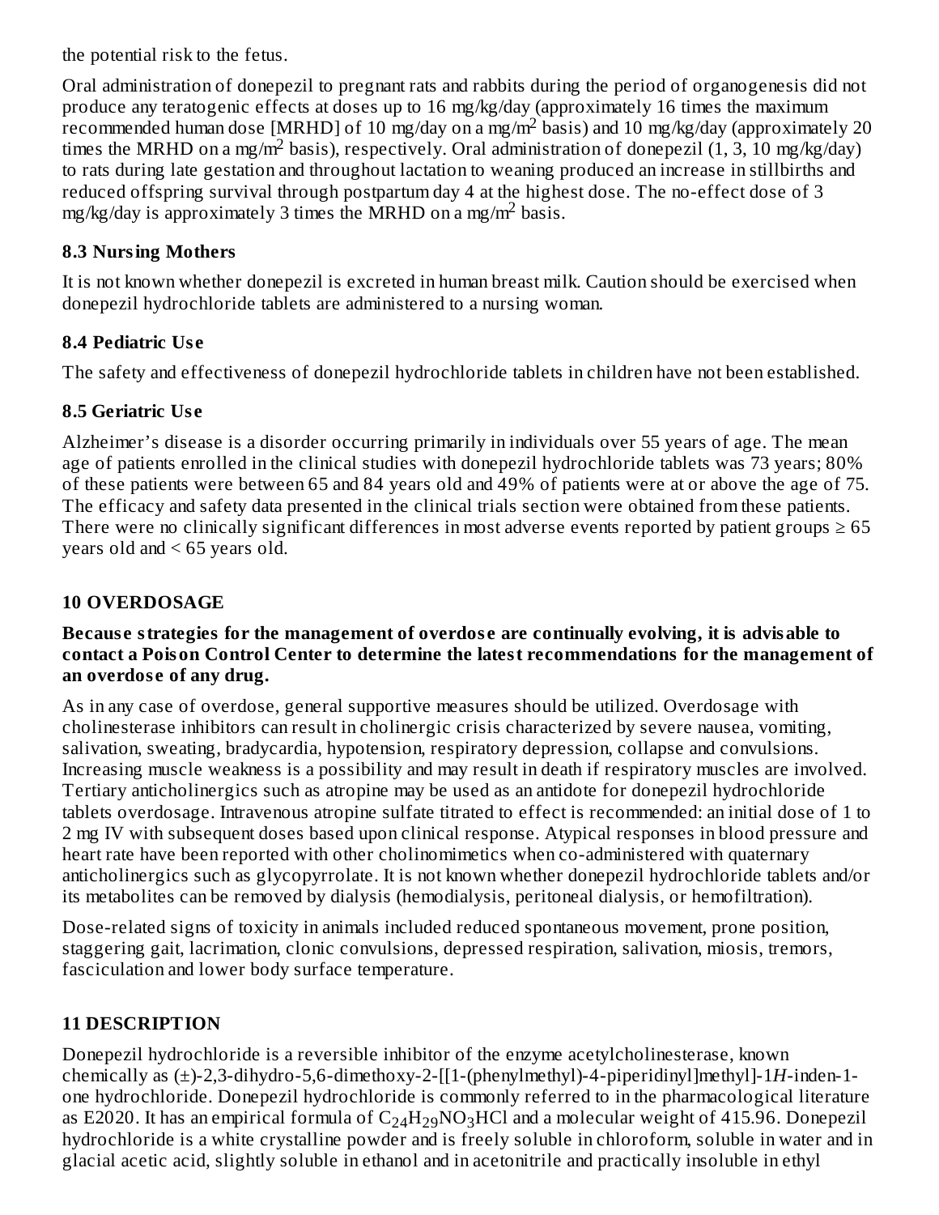the potential risk to the fetus.

Oral administration of donepezil to pregnant rats and rabbits during the period of organogenesis did not produce any teratogenic effects at doses up to 16 mg/kg/day (approximately 16 times the maximum recommended human dose [MRHD] of 10 mg/day on a mg/m$^2$ basis) and 10 mg/kg/day (approximately 20 times the MRHD on a mg/m$^2$ basis), respectively. Oral administration of donepezil (1, 3, 10 mg/kg/day) to rats during late gestation and throughout lactation to weaning produced an increase in stillbirths and reduced offspring survival through postpartum day 4 at the highest dose. The no-effect dose of 3 mg/kg/day is approximately 3 times the MRHD on a mg/m$^2$ basis.

### 8.3 Nursing Mothers

It is not known whether donepezil is excreted in human breast milk. Caution should be exercised when donepezil hydrochloride tablets are administered to a nursing woman.

### 8.4 Pediatric Use

The safety and effectiveness of donepezil hydrochloride tablets in children have not been established.

### 8.5 Geriatric Use

Alzheimer’s disease is a disorder occurring primarily in individuals over 55 years of age. The mean age of patients enrolled in the clinical studies with donepezil hydrochloride tablets was 73 years; 80% of these patients were between 65 and 84 years old and 49% of patients were at or above the age of 75. The efficacy and safety data presented in the clinical trials section were obtained from these patients. There were no clinically significant differences in most adverse events reported by patient groups ≥ 65 years old and < 65 years old.

## 10 OVERDOSAGE

**Because strategies for the management of overdose are continually evolving, it is advisable to contact a Poison Control Center to determine the latest recommendations for the management of an overdose of any drug.**

As in any case of overdose, general supportive measures should be utilized. Overdosage with cholinesterase inhibitors can result in cholinergic crisis characterized by severe nausea, vomiting, salivation, sweating, bradycardia, hypotension, respiratory depression, collapse and convulsions. Increasing muscle weakness is a possibility and may result in death if respiratory muscles are involved. Tertiary anticholinergics such as atropine may be used as an antidote for donepezil hydrochloride tablets overdosage. Intravenous atropine sulfate titrated to effect is recommended: an initial dose of 1 to 2 mg IV with subsequent doses based upon clinical response. Atypical responses in blood pressure and heart rate have been reported with other cholinomimetics when co-administered with quaternary anticholinergics such as glycopyrrolate. It is not known whether donepezil hydrochloride tablets and/or its metabolites can be removed by dialysis (hemodialysis, peritoneal dialysis, or hemofiltration).

Dose-related signs of toxicity in animals included reduced spontaneous movement, prone position, staggering gait, lacrimation, clonic convulsions, depressed respiration, salivation, miosis, tremors, fasciculation and lower body surface temperature.

## 11 DESCRIPTION

Donepezil hydrochloride is a reversible inhibitor of the enzyme acetylcholinesterase, known chemically as (±)-2,3-dihydro-5,6-dimethoxy-2-[[1-(phenylmethyl)-4-piperidinyl]methyl]-1*H*-inden-1-one hydrochloride. Donepezil hydrochloride is commonly referred to in the pharmacological literature as E2020. It has an empirical formula of $C_{24}H_{29}NO_3HCl$ and a molecular weight of 415.96. Donepezil hydrochloride is a white crystalline powder and is freely soluble in chloroform, soluble in water and in glacial acetic acid, slightly soluble in ethanol and in acetonitrile and practically insoluble in ethyl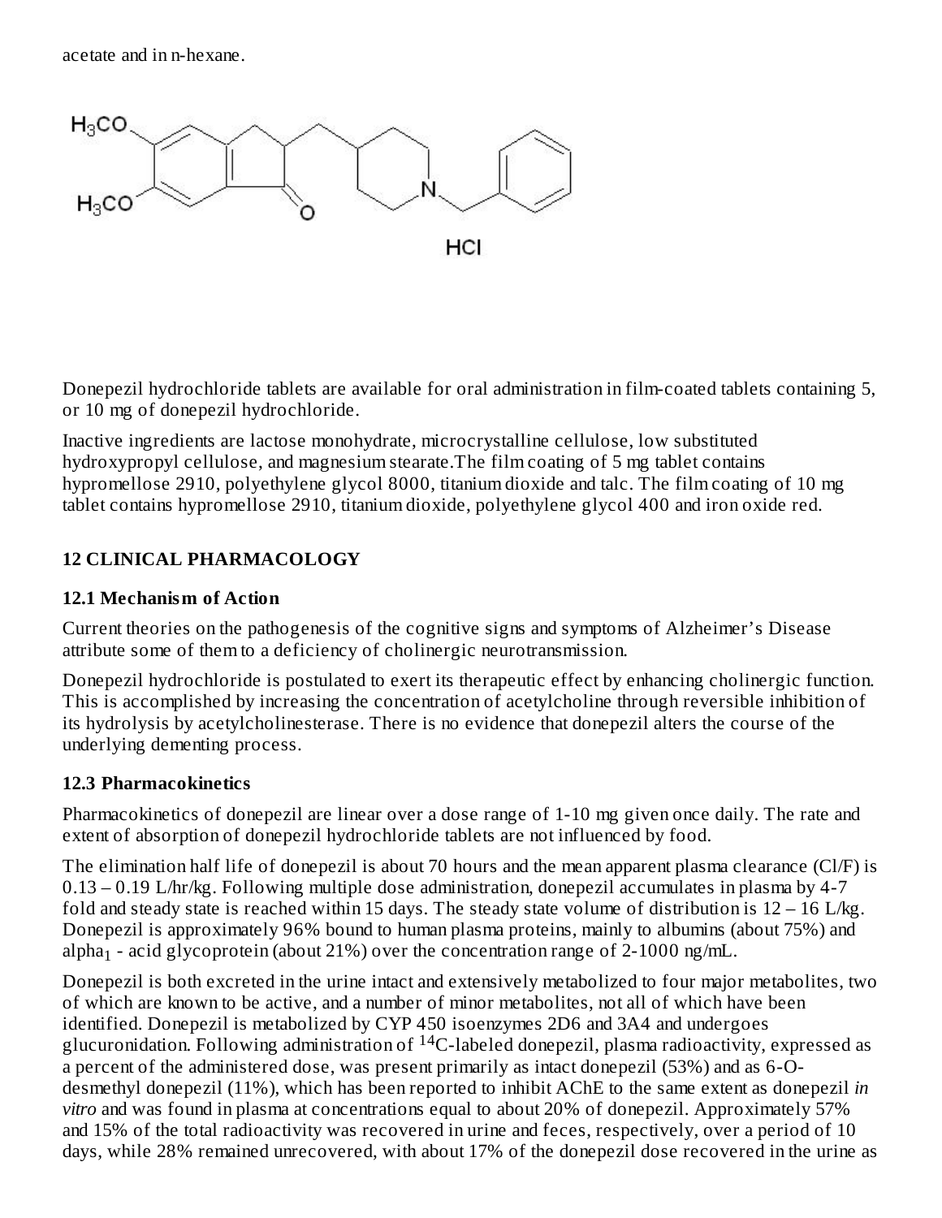acetate and in n-hexane.

Donepezil hydrochloride tablets are available for oral administration in film-coated tablets containing 5, or 10 mg of donepezil hydrochloride.

Inactive ingredients are lactose monohydrate, microcrystalline cellulose, low substituted hydroxypropyl cellulose, and magnesium stearate.The film coating of 5 mg tablet contains hypromellose 2910, polyethylene glycol 8000, titanium dioxide and talc. The film coating of 10 mg tablet contains hypromellose 2910, titanium dioxide, polyethylene glycol 400 and iron oxide red.

## 12 CLINICAL PHARMACOLOGY

### 12.1 Mechanism of Action

Current theories on the pathogenesis of the cognitive signs and symptoms of Alzheimer's Disease attribute some of them to a deficiency of cholinergic neurotransmission.

Donepezil hydrochloride is postulated to exert its therapeutic effect by enhancing cholinergic function. This is accomplished by increasing the concentration of acetylcholine through reversible inhibition of its hydrolysis by acetylcholinesterase. There is no evidence that donepezil alters the course of the underlying dementing process.

### 12.3 Pharmacokinetics

Pharmacokinetics of donepezil are linear over a dose range of 1-10 mg given once daily. The rate and extent of absorption of donepezil hydrochloride tablets are not influenced by food.

The elimination half life of donepezil is about 70 hours and the mean apparent plasma clearance (Cl/F) is 0.13 – 0.19 L/hr/kg. Following multiple dose administration, donepezil accumulates in plasma by 4-7 fold and steady state is reached within 15 days. The steady state volume of distribution is 12 – 16 L/kg. Donepezil is approximately 96% bound to human plasma proteins, mainly to albumins (about 75%) and alpha$_1$ - acid glycoprotein (about 21%) over the concentration range of 2-1000 ng/mL.

Donepezil is both excreted in the urine intact and extensively metabolized to four major metabolites, two of which are known to be active, and a number of minor metabolites, not all of which have been identified. Donepezil is metabolized by CYP 450 isoenzymes 2D6 and 3A4 and undergoes glucuronidation. Following administration of $^{14}$C-labeled donepezil, plasma radioactivity, expressed as a percent of the administered dose, was present primarily as intact donepezil (53%) and as 6-O-desmethyl donepezil (11%), which has been reported to inhibit AChE to the same extent as donepezil *in vitro* and was found in plasma at concentrations equal to about 20% of donepezil. Approximately 57% and 15% of the total radioactivity was recovered in urine and feces, respectively, over a period of 10 days, while 28% remained unrecovered, with about 17% of the donepezil dose recovered in the urine as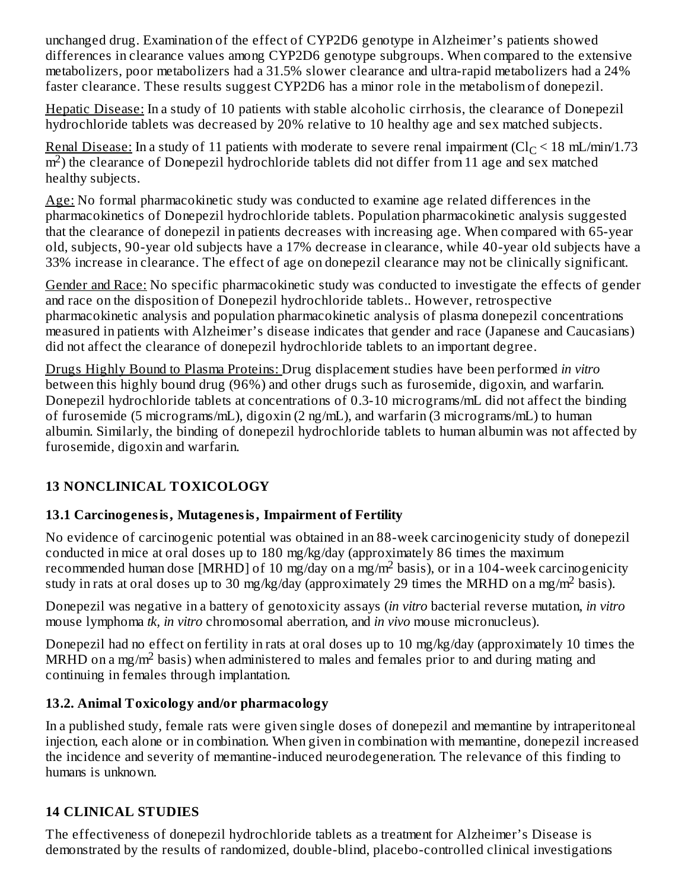unchanged drug. Examination of the effect of CYP2D6 genotype in Alzheimer's patients showed differences in clearance values among CYP2D6 genotype subgroups. When compared to the extensive metabolizers, poor metabolizers had a 31.5% slower clearance and ultra-rapid metabolizers had a 24% faster clearance. These results suggest CYP2D6 has a minor role in the metabolism of donepezil.

Hepatic Disease: In a study of 10 patients with stable alcoholic cirrhosis, the clearance of Donepezil hydrochloride tablets was decreased by 20% relative to 10 healthy age and sex matched subjects.

Renal Disease: In a study of 11 patients with moderate to severe renal impairment ($Cl_C$ < 18 mL/min/1.73 $m^2$) the clearance of Donepezil hydrochloride tablets did not differ from 11 age and sex matched healthy subjects.

Age: No formal pharmacokinetic study was conducted to examine age related differences in the pharmacokinetics of Donepezil hydrochloride tablets. Population pharmacokinetic analysis suggested that the clearance of donepezil in patients decreases with increasing age. When compared with 65-year old, subjects, 90-year old subjects have a 17% decrease in clearance, while 40-year old subjects have a 33% increase in clearance. The effect of age on donepezil clearance may not be clinically significant.

Gender and Race: No specific pharmacokinetic study was conducted to investigate the effects of gender and race on the disposition of Donepezil hydrochloride tablets.. However, retrospective pharmacokinetic analysis and population pharmacokinetic analysis of plasma donepezil concentrations measured in patients with Alzheimer's disease indicates that gender and race (Japanese and Caucasians) did not affect the clearance of donepezil hydrochloride tablets to an important degree.

Drugs Highly Bound to Plasma Proteins: Drug displacement studies have been performed *in vitro* between this highly bound drug (96%) and other drugs such as furosemide, digoxin, and warfarin. Donepezil hydrochloride tablets at concentrations of 0.3-10 micrograms/mL did not affect the binding of furosemide (5 micrograms/mL), digoxin (2 ng/mL), and warfarin (3 micrograms/mL) to human albumin. Similarly, the binding of donepezil hydrochloride tablets to human albumin was not affected by furosemide, digoxin and warfarin.

## 13 NONCLINICAL TOXICOLOGY

### 13.1 Carcinogenesis, Mutagenesis, Impairment of Fertility

No evidence of carcinogenic potential was obtained in an 88-week carcinogenicity study of donepezil conducted in mice at oral doses up to 180 mg/kg/day (approximately 86 times the maximum recommended human dose [MRHD] of 10 mg/day on a mg/$m^2$ basis), or in a 104-week carcinogenicity study in rats at oral doses up to 30 mg/kg/day (approximately 29 times the MRHD on a mg/$m^2$ basis).

Donepezil was negative in a battery of genotoxicity assays (*in vitro* bacterial reverse mutation, *in vitro* mouse lymphoma *tk, in vitro* chromosomal aberration, and *in vivo* mouse micronucleus).

Donepezil had no effect on fertility in rats at oral doses up to 10 mg/kg/day (approximately 10 times the MRHD on a mg/$m^2$ basis) when administered to males and females prior to and during mating and continuing in females through implantation.

### 13.2. Animal Toxicology and/or pharmacology

In a published study, female rats were given single doses of donepezil and memantine by intraperitoneal injection, each alone or in combination. When given in combination with memantine, donepezil increased the incidence and severity of memantine-induced neurodegeneration. The relevance of this finding to humans is unknown.

## 14 CLINICAL STUDIES

The effectiveness of donepezil hydrochloride tablets as a treatment for Alzheimer's Disease is demonstrated by the results of randomized, double-blind, placebo-controlled clinical investigations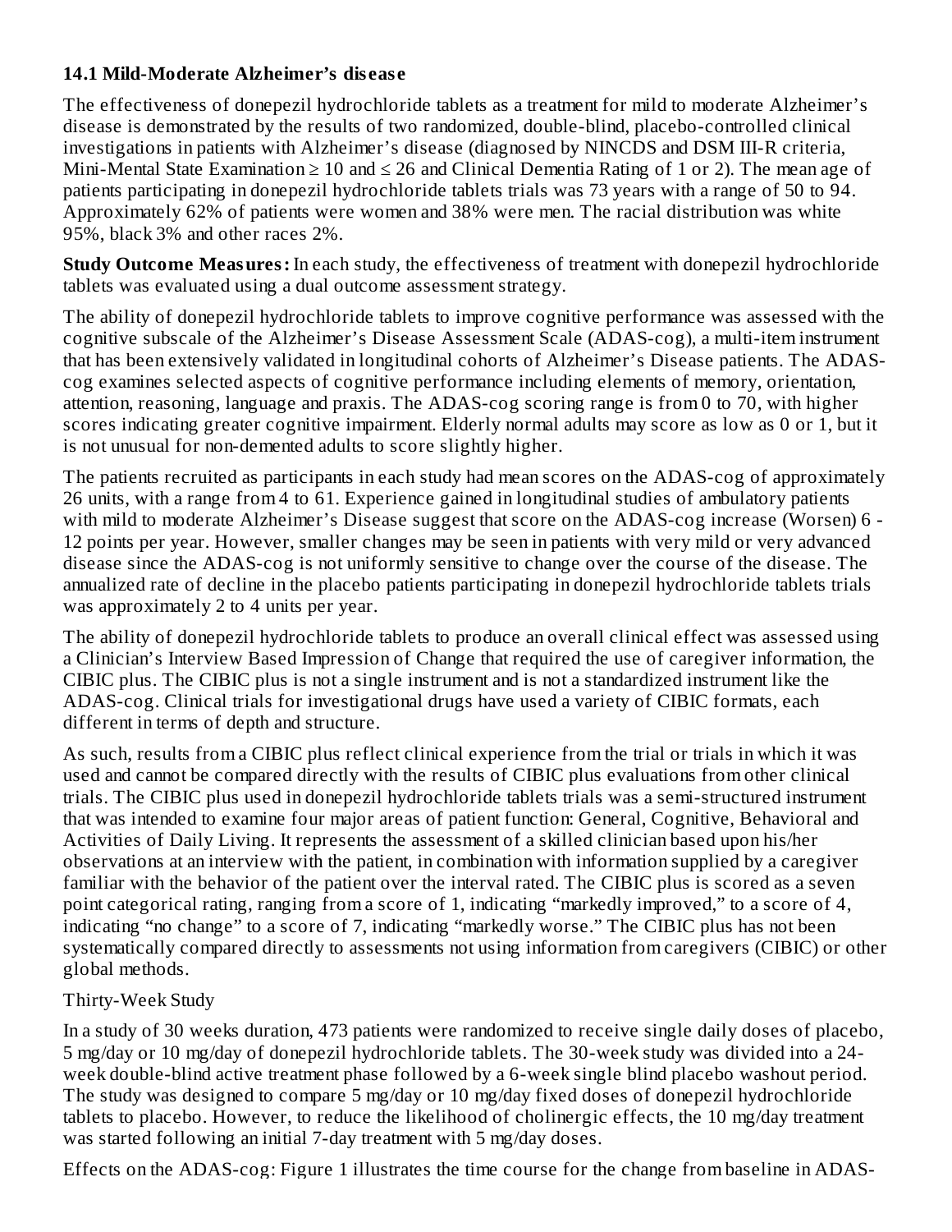### 14.1 Mild-Moderate Alzheimer's disease

The effectiveness of donepezil hydrochloride tablets as a treatment for mild to moderate Alzheimer's disease is demonstrated by the results of two randomized, double-blind, placebo-controlled clinical investigations in patients with Alzheimer's disease (diagnosed by NINCDS and DSM III-R criteria, Mini-Mental State Examination ≥ 10 and ≤ 26 and Clinical Dementia Rating of 1 or 2). The mean age of patients participating in donepezil hydrochloride tablets trials was 73 years with a range of 50 to 94. Approximately 62% of patients were women and 38% were men. The racial distribution was white 95%, black 3% and other races 2%.

**Study Outcome Measures:** In each study, the effectiveness of treatment with donepezil hydrochloride tablets was evaluated using a dual outcome assessment strategy.

The ability of donepezil hydrochloride tablets to improve cognitive performance was assessed with the cognitive subscale of the Alzheimer's Disease Assessment Scale (ADAS-cog), a multi-item instrument that has been extensively validated in longitudinal cohorts of Alzheimer's Disease patients. The ADAS-cog examines selected aspects of cognitive performance including elements of memory, orientation, attention, reasoning, language and praxis. The ADAS-cog scoring range is from 0 to 70, with higher scores indicating greater cognitive impairment. Elderly normal adults may score as low as 0 or 1, but it is not unusual for non-demented adults to score slightly higher.

The patients recruited as participants in each study had mean scores on the ADAS-cog of approximately 26 units, with a range from 4 to 61. Experience gained in longitudinal studies of ambulatory patients with mild to moderate Alzheimer's Disease suggest that score on the ADAS-cog increase (Worsen) 6 - 12 points per year. However, smaller changes may be seen in patients with very mild or very advanced disease since the ADAS-cog is not uniformly sensitive to change over the course of the disease. The annualized rate of decline in the placebo patients participating in donepezil hydrochloride tablets trials was approximately 2 to 4 units per year.

The ability of donepezil hydrochloride tablets to produce an overall clinical effect was assessed using a Clinician's Interview Based Impression of Change that required the use of caregiver information, the CIBIC plus. The CIBIC plus is not a single instrument and is not a standardized instrument like the ADAS-cog. Clinical trials for investigational drugs have used a variety of CIBIC formats, each different in terms of depth and structure.

As such, results from a CIBIC plus reflect clinical experience from the trial or trials in which it was used and cannot be compared directly with the results of CIBIC plus evaluations from other clinical trials. The CIBIC plus used in donepezil hydrochloride tablets trials was a semi-structured instrument that was intended to examine four major areas of patient function: General, Cognitive, Behavioral and Activities of Daily Living. It represents the assessment of a skilled clinician based upon his/her observations at an interview with the patient, in combination with information supplied by a caregiver familiar with the behavior of the patient over the interval rated. The CIBIC plus is scored as a seven point categorical rating, ranging from a score of 1, indicating "markedly improved," to a score of 4, indicating "no change" to a score of 7, indicating "markedly worse." The CIBIC plus has not been systematically compared directly to assessments not using information from caregivers (CIBIC) or other global methods.

Thirty-Week Study

In a study of 30 weeks duration, 473 patients were randomized to receive single daily doses of placebo, 5 mg/day or 10 mg/day of donepezil hydrochloride tablets. The 30-week study was divided into a 24-week double-blind active treatment phase followed by a 6-week single blind placebo washout period. The study was designed to compare 5 mg/day or 10 mg/day fixed doses of donepezil hydrochloride tablets to placebo. However, to reduce the likelihood of cholinergic effects, the 10 mg/day treatment was started following an initial 7-day treatment with 5 mg/day doses.

Effects on the ADAS-cog: Figure 1 illustrates the time course for the change from baseline in ADAS-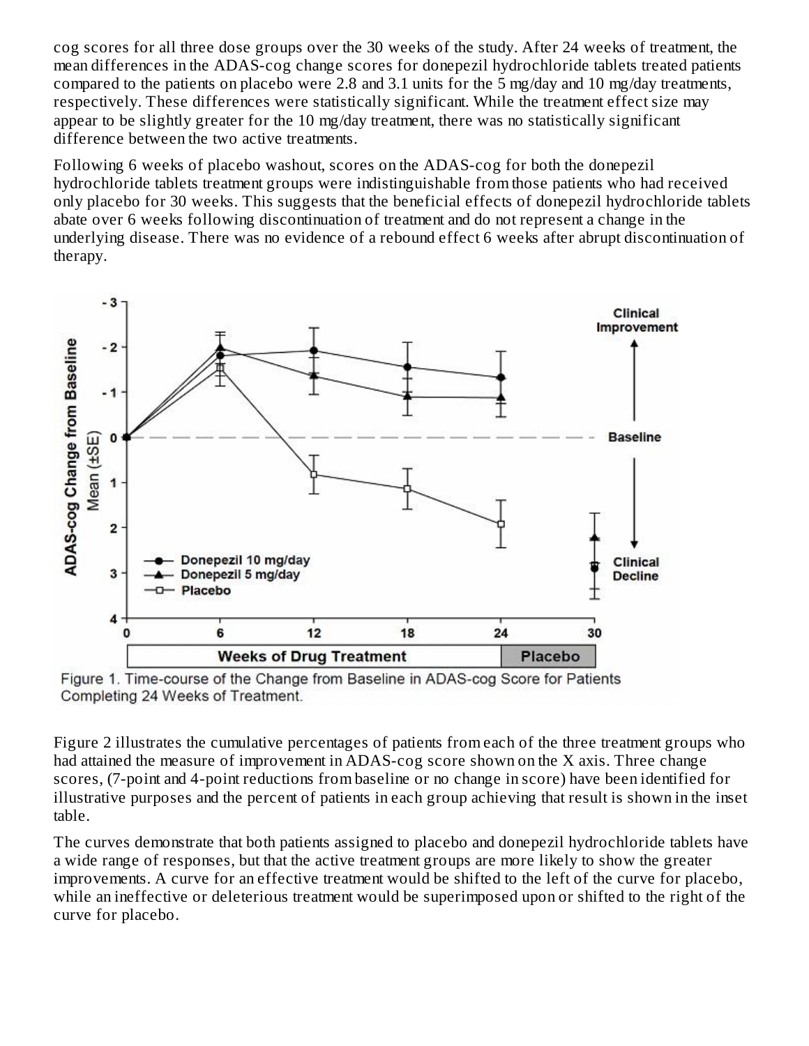cog scores for all three dose groups over the 30 weeks of the study. After 24 weeks of treatment, the mean differences in the ADAS-cog change scores for donepezil hydrochloride tablets treated patients compared to the patients on placebo were 2.8 and 3.1 units for the 5 mg/day and 10 mg/day treatments, respectively. These differences were statistically significant. While the treatment effect size may appear to be slightly greater for the 10 mg/day treatment, there was no statistically significant difference between the two active treatments.

Following 6 weeks of placebo washout, scores on the ADAS-cog for both the donepezil hydrochloride tablets treatment groups were indistinguishable from those patients who had received only placebo for 30 weeks. This suggests that the beneficial effects of donepezil hydrochloride tablets abate over 6 weeks following discontinuation of treatment and do not represent a change in the underlying disease. There was no evidence of a rebound effect 6 weeks after abrupt discontinuation of therapy.

Figure 1. Time-course of the Change from Baseline in ADAS-cog Score for Patients Completing 24 Weeks of Treatment.

Figure 2 illustrates the cumulative percentages of patients from each of the three treatment groups who had attained the measure of improvement in ADAS-cog score shown on the X axis. Three change scores, (7-point and 4-point reductions from baseline or no change in score) have been identified for illustrative purposes and the percent of patients in each group achieving that result is shown in the inset table.

The curves demonstrate that both patients assigned to placebo and donepezil hydrochloride tablets have a wide range of responses, but that the active treatment groups are more likely to show the greater improvements. A curve for an effective treatment would be shifted to the left of the curve for placebo, while an ineffective or deleterious treatment would be superimposed upon or shifted to the right of the curve for placebo.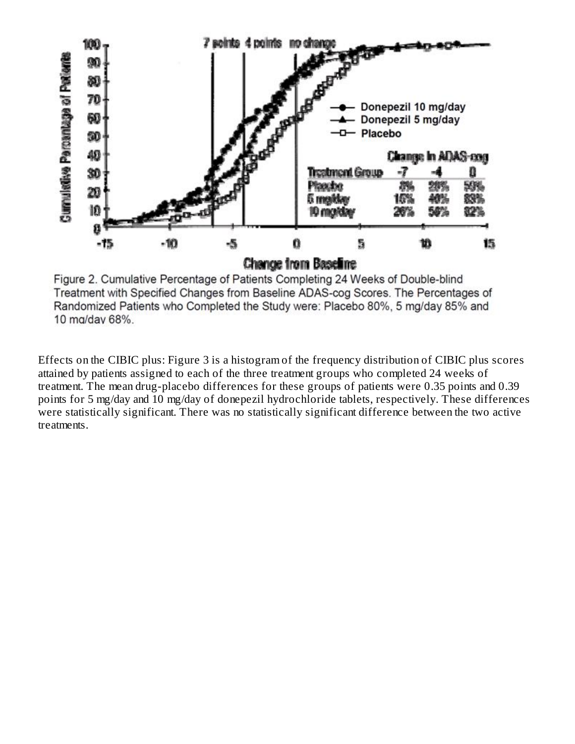Figure 2. Cumulative Percentage of Patients Completing 24 Weeks of Double-blind Treatment with Specified Changes from Baseline ADAS-cog Scores. The Percentages of Randomized Patients who Completed the Study were: Placebo 80%, 5 mg/day 85% and 10 mg/day 68%.

Effects on the CIBIC plus: Figure 3 is a histogram of the frequency distribution of CIBIC plus scores attained by patients assigned to each of the three treatment groups who completed 24 weeks of treatment. The mean drug-placebo differences for these groups of patients were 0.35 points and 0.39 points for 5 mg/day and 10 mg/day of donepezil hydrochloride tablets, respectively. These differences were statistically significant. There was no statistically significant difference between the two active treatments.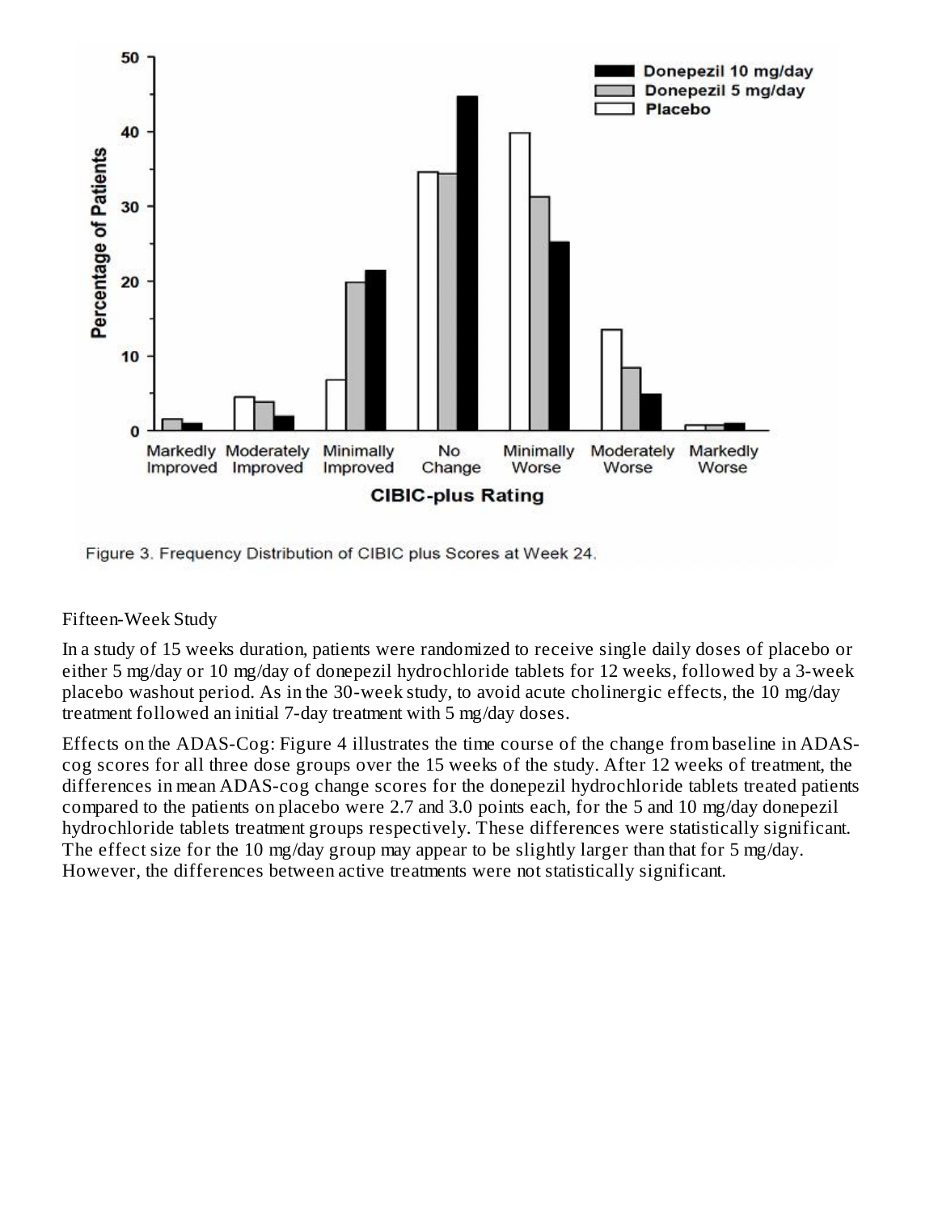Figure 3. Frequency Distribution of CIBIC plus Scores at Week 24.

Fifteen-Week Study

In a study of 15 weeks duration, patients were randomized to receive single daily doses of placebo or either 5 mg/day or 10 mg/day of donepezil hydrochloride tablets for 12 weeks, followed by a 3-week placebo washout period. As in the 30-week study, to avoid acute cholinergic effects, the 10 mg/day treatment followed an initial 7-day treatment with 5 mg/day doses.

Effects on the ADAS-Cog: Figure 4 illustrates the time course of the change from baseline in ADAS-cog scores for all three dose groups over the 15 weeks of the study. After 12 weeks of treatment, the differences in mean ADAS-cog change scores for the donepezil hydrochloride tablets treated patients compared to the patients on placebo were 2.7 and 3.0 points each, for the 5 and 10 mg/day donepezil hydrochloride tablets treatment groups respectively. These differences were statistically significant. The effect size for the 10 mg/day group may appear to be slightly larger than that for 5 mg/day. However, the differences between active treatments were not statistically significant.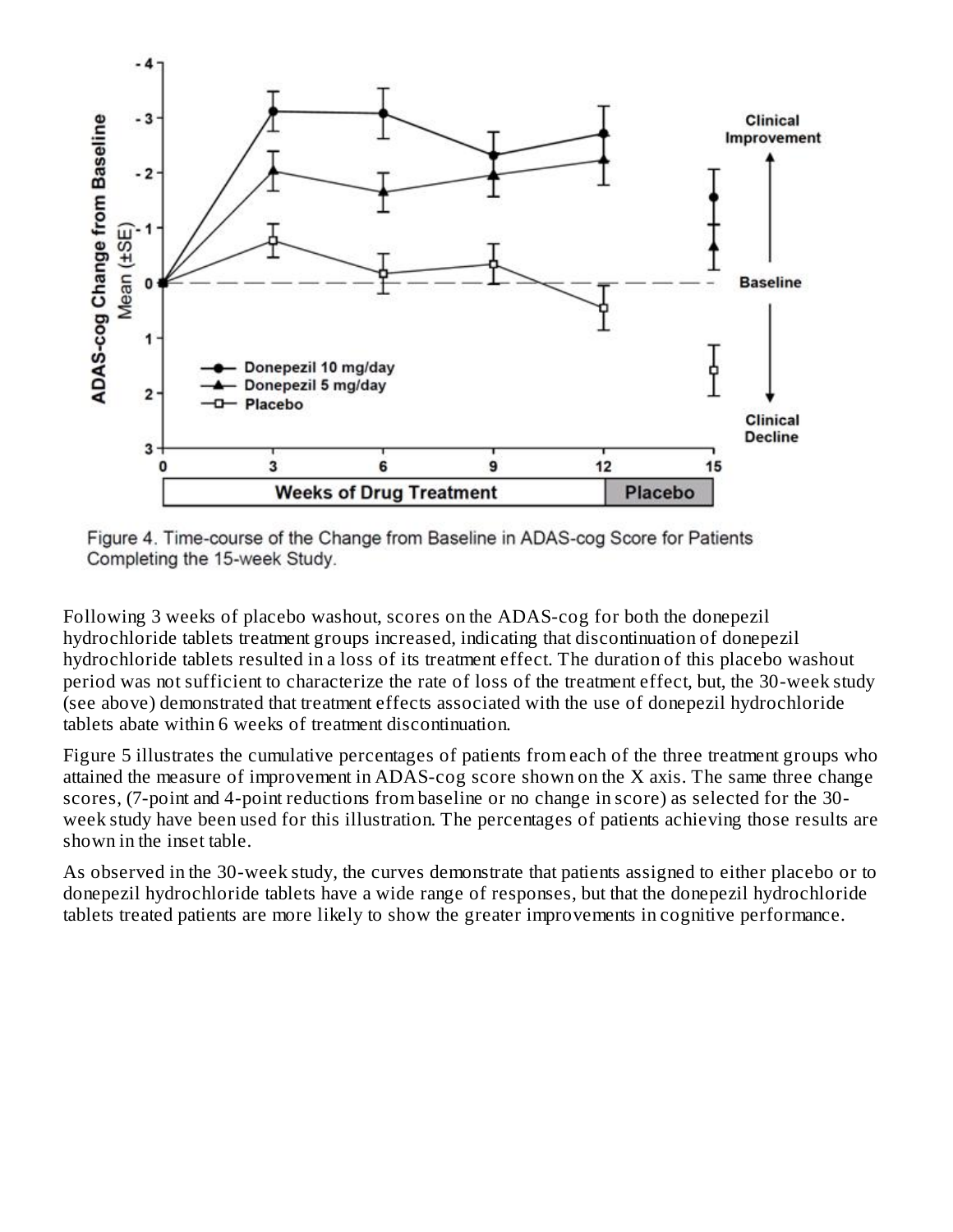Figure 4. Time-course of the Change from Baseline in ADAS-cog Score for Patients Completing the 15-week Study.

Following 3 weeks of placebo washout, scores on the ADAS-cog for both the donepezil hydrochloride tablets treatment groups increased, indicating that discontinuation of donepezil hydrochloride tablets resulted in a loss of its treatment effect. The duration of this placebo washout period was not sufficient to characterize the rate of loss of the treatment effect, but, the 30-week study (see above) demonstrated that treatment effects associated with the use of donepezil hydrochloride tablets abate within 6 weeks of treatment discontinuation.

Figure 5 illustrates the cumulative percentages of patients from each of the three treatment groups who attained the measure of improvement in ADAS-cog score shown on the X axis. The same three change scores, (7-point and 4-point reductions from baseline or no change in score) as selected for the 30-week study have been used for this illustration. The percentages of patients achieving those results are shown in the inset table.

As observed in the 30-week study, the curves demonstrate that patients assigned to either placebo or to donepezil hydrochloride tablets have a wide range of responses, but that the donepezil hydrochloride tablets treated patients are more likely to show the greater improvements in cognitive performance.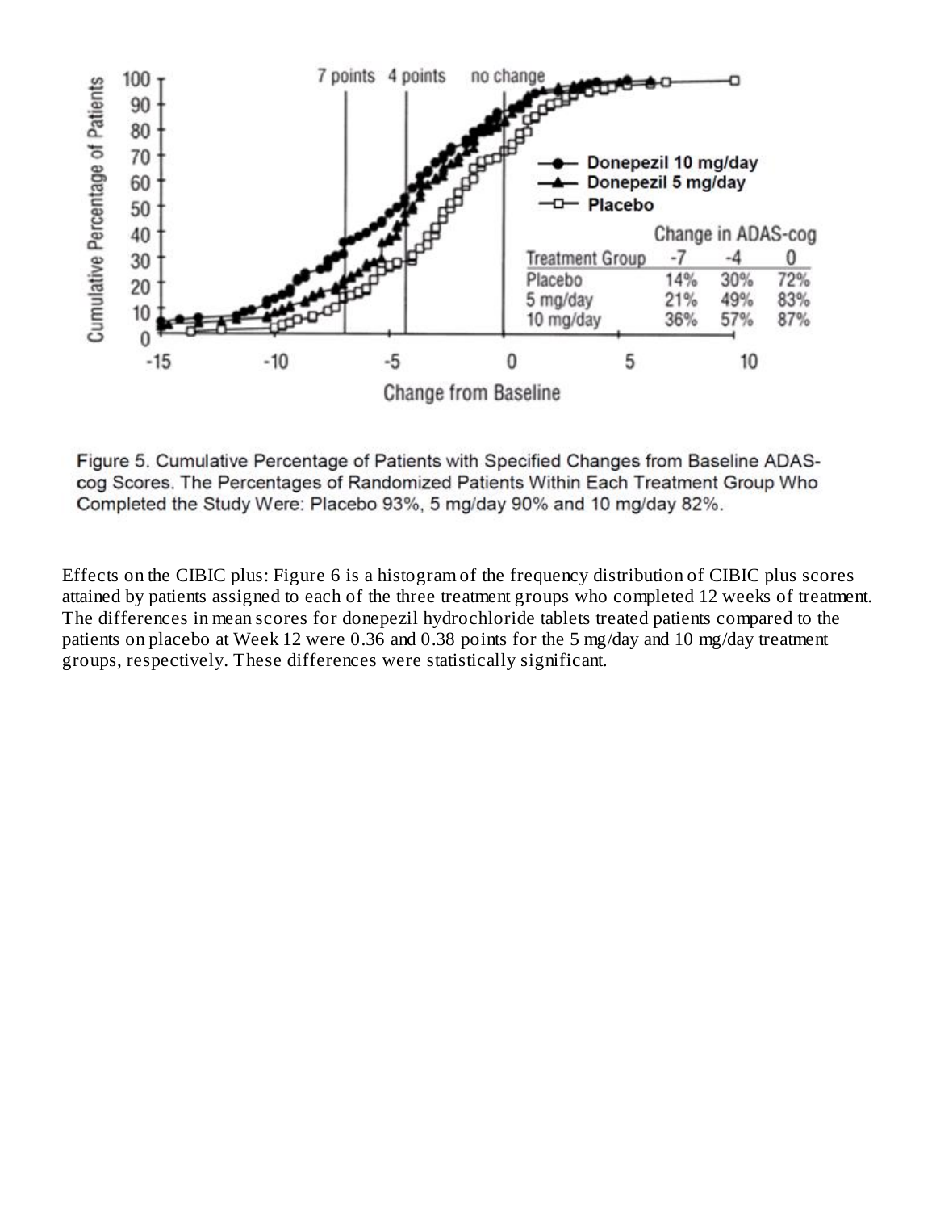| Treatment Group | -7 | -4 | 0 |
|---|---|---|---|
| Placebo | 14% | 30% | 72% |
| 5 mg/day | 21% | 49% | 83% |
| 10 mg/day | 36% | 57% | 87% |

Figure 5. Cumulative Percentage of Patients with Specified Changes from Baseline ADAS-cog Scores. The Percentages of Randomized Patients Within Each Treatment Group Who Completed the Study Were: Placebo 93%, 5 mg/day 90% and 10 mg/day 82%.

Effects on the CIBIC plus: Figure 6 is a histogram of the frequency distribution of CIBIC plus scores attained by patients assigned to each of the three treatment groups who completed 12 weeks of treatment. The differences in mean scores for donepezil hydrochloride tablets treated patients compared to the patients on placebo at Week 12 were 0.36 and 0.38 points for the 5 mg/day and 10 mg/day treatment groups, respectively. These differences were statistically significant.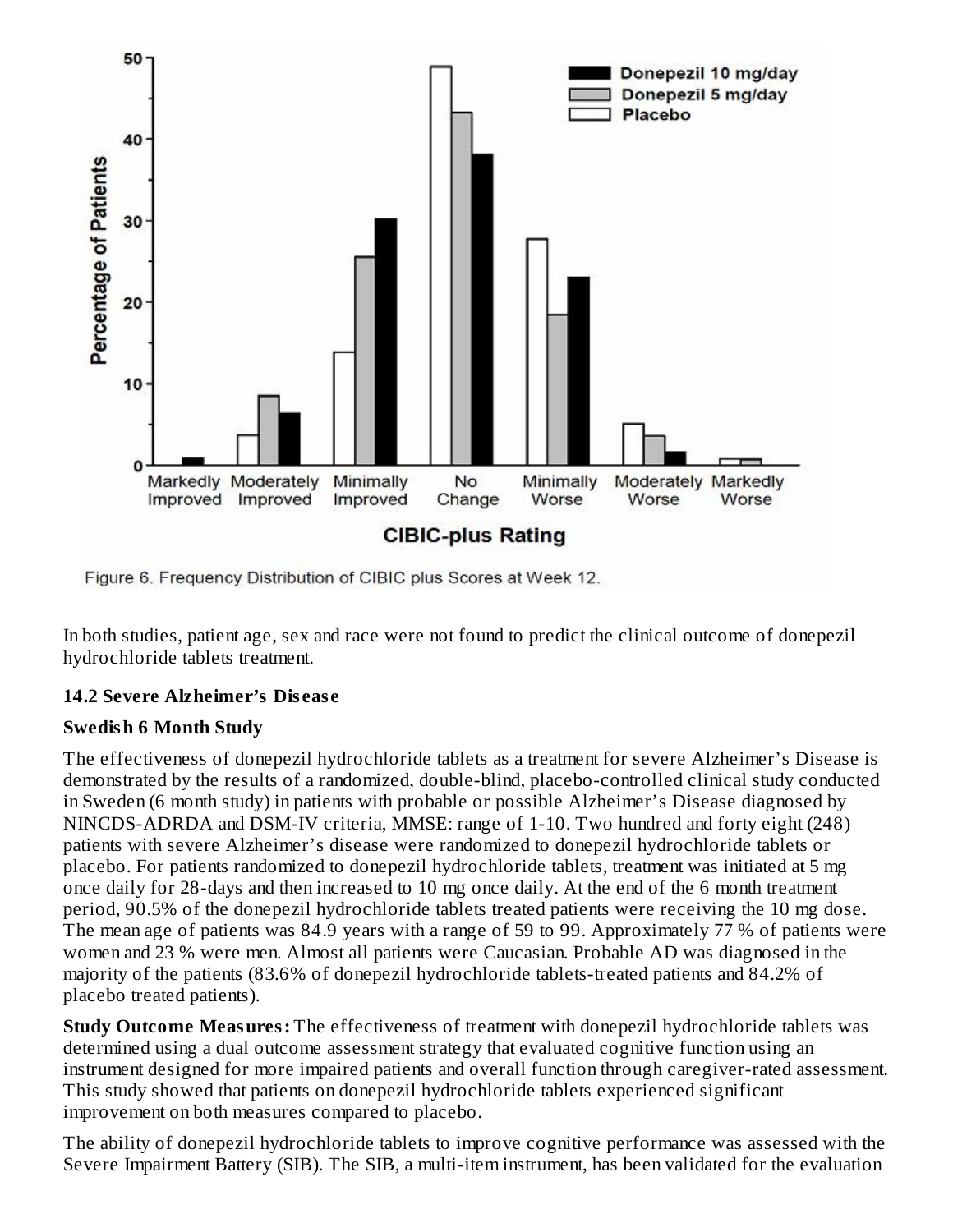Figure 6. Frequency Distribution of CIBIC plus Scores at Week 12.

In both studies, patient age, sex and race were not found to predict the clinical outcome of donepezil hydrochloride tablets treatment.

### 14.2 Severe Alzheimer's Disease

**Swedish 6 Month Study**

The effectiveness of donepezil hydrochloride tablets as a treatment for severe Alzheimer's Disease is demonstrated by the results of a randomized, double-blind, placebo-controlled clinical study conducted in Sweden (6 month study) in patients with probable or possible Alzheimer's Disease diagnosed by NINCDS-ADRDA and DSM-IV criteria, MMSE: range of 1-10. Two hundred and forty eight (248) patients with severe Alzheimer's disease were randomized to donepezil hydrochloride tablets or placebo. For patients randomized to donepezil hydrochloride tablets, treatment was initiated at 5 mg once daily for 28-days and then increased to 10 mg once daily. At the end of the 6 month treatment period, 90.5% of the donepezil hydrochloride tablets treated patients were receiving the 10 mg dose. The mean age of patients was 84.9 years with a range of 59 to 99. Approximately 77 % of patients were women and 23 % were men. Almost all patients were Caucasian. Probable AD was diagnosed in the majority of the patients (83.6% of donepezil hydrochloride tablets-treated patients and 84.2% of placebo treated patients).

**Study Outcome Measures:** The effectiveness of treatment with donepezil hydrochloride tablets was determined using a dual outcome assessment strategy that evaluated cognitive function using an instrument designed for more impaired patients and overall function through caregiver-rated assessment. This study showed that patients on donepezil hydrochloride tablets experienced significant improvement on both measures compared to placebo.

The ability of donepezil hydrochloride tablets to improve cognitive performance was assessed with the Severe Impairment Battery (SIB). The SIB, a multi-item instrument, has been validated for the evaluation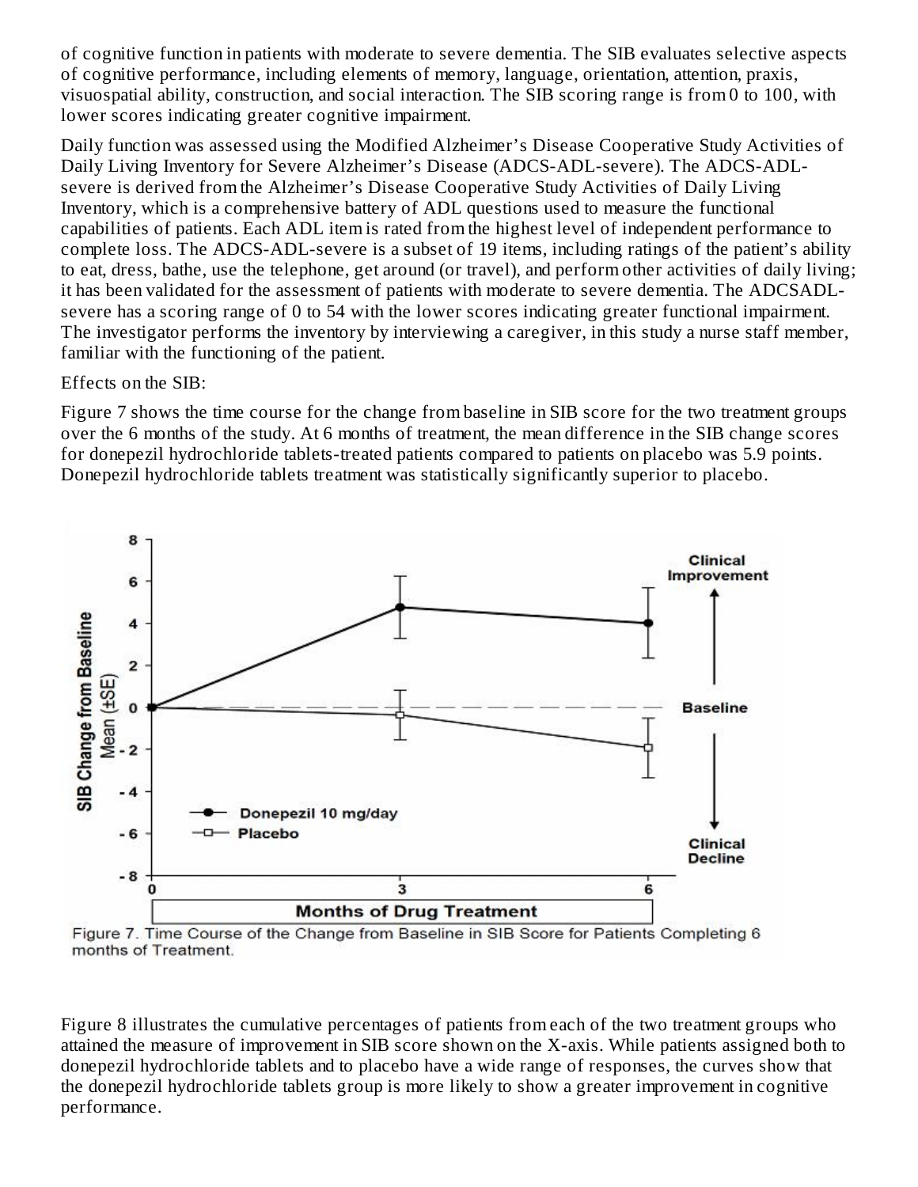of cognitive function in patients with moderate to severe dementia. The SIB evaluates selective aspects of cognitive performance, including elements of memory, language, orientation, attention, praxis, visuospatial ability, construction, and social interaction. The SIB scoring range is from 0 to 100, with lower scores indicating greater cognitive impairment.

Daily function was assessed using the Modified Alzheimer's Disease Cooperative Study Activities of Daily Living Inventory for Severe Alzheimer's Disease (ADCS-ADL-severe). The ADCS-ADL-severe is derived from the Alzheimer's Disease Cooperative Study Activities of Daily Living Inventory, which is a comprehensive battery of ADL questions used to measure the functional capabilities of patients. Each ADL item is rated from the highest level of independent performance to complete loss. The ADCS-ADL-severe is a subset of 19 items, including ratings of the patient's ability to eat, dress, bathe, use the telephone, get around (or travel), and perform other activities of daily living; it has been validated for the assessment of patients with moderate to severe dementia. The ADCSADL-severe has a scoring range of 0 to 54 with the lower scores indicating greater functional impairment. The investigator performs the inventory by interviewing a caregiver, in this study a nurse staff member, familiar with the functioning of the patient.

Effects on the SIB:

Figure 7 shows the time course for the change from baseline in SIB score for the two treatment groups over the 6 months of the study. At 6 months of treatment, the mean difference in the SIB change scores for donepezil hydrochloride tablets-treated patients compared to patients on placebo was 5.9 points. Donepezil hydrochloride tablets treatment was statistically significantly superior to placebo.

Figure 7. Time Course of the Change from Baseline in SIB Score for Patients Completing 6 months of Treatment.

Figure 8 illustrates the cumulative percentages of patients from each of the two treatment groups who attained the measure of improvement in SIB score shown on the X-axis. While patients assigned both to donepezil hydrochloride tablets and to placebo have a wide range of responses, the curves show that the donepezil hydrochloride tablets group is more likely to show a greater improvement in cognitive performance.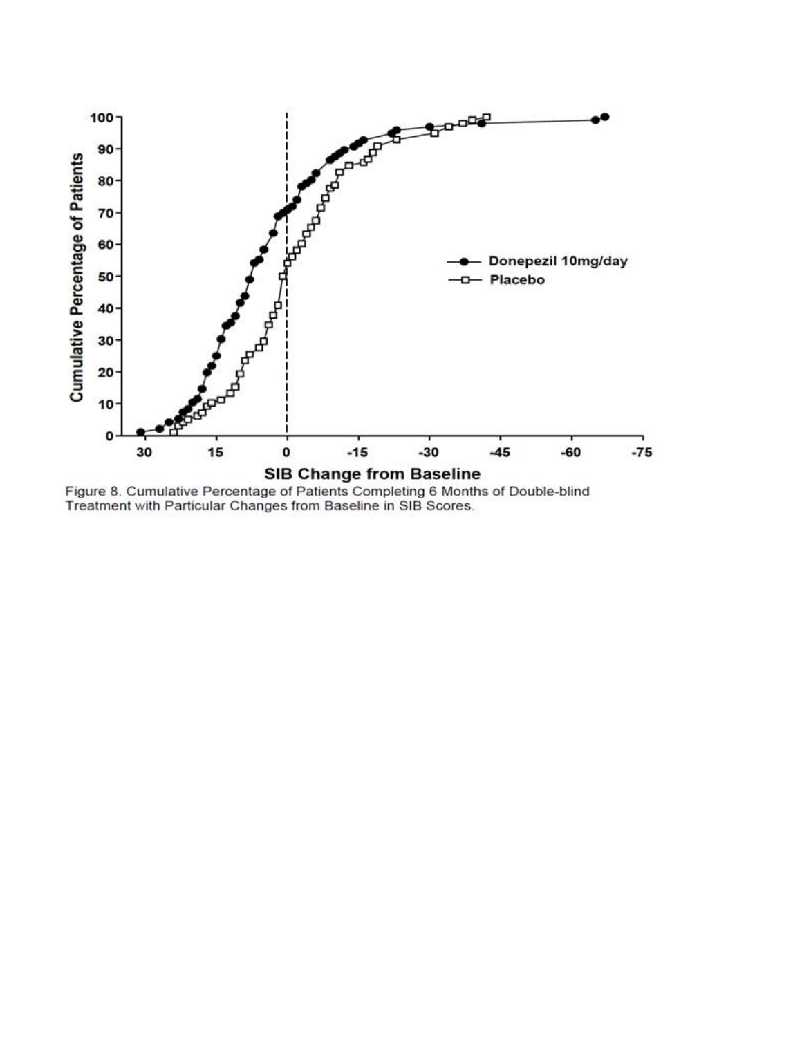Figure 8. Cumulative Percentage of Patients Completing 6 Months of Double-blind Treatment with Particular Changes from Baseline in SIB Scores.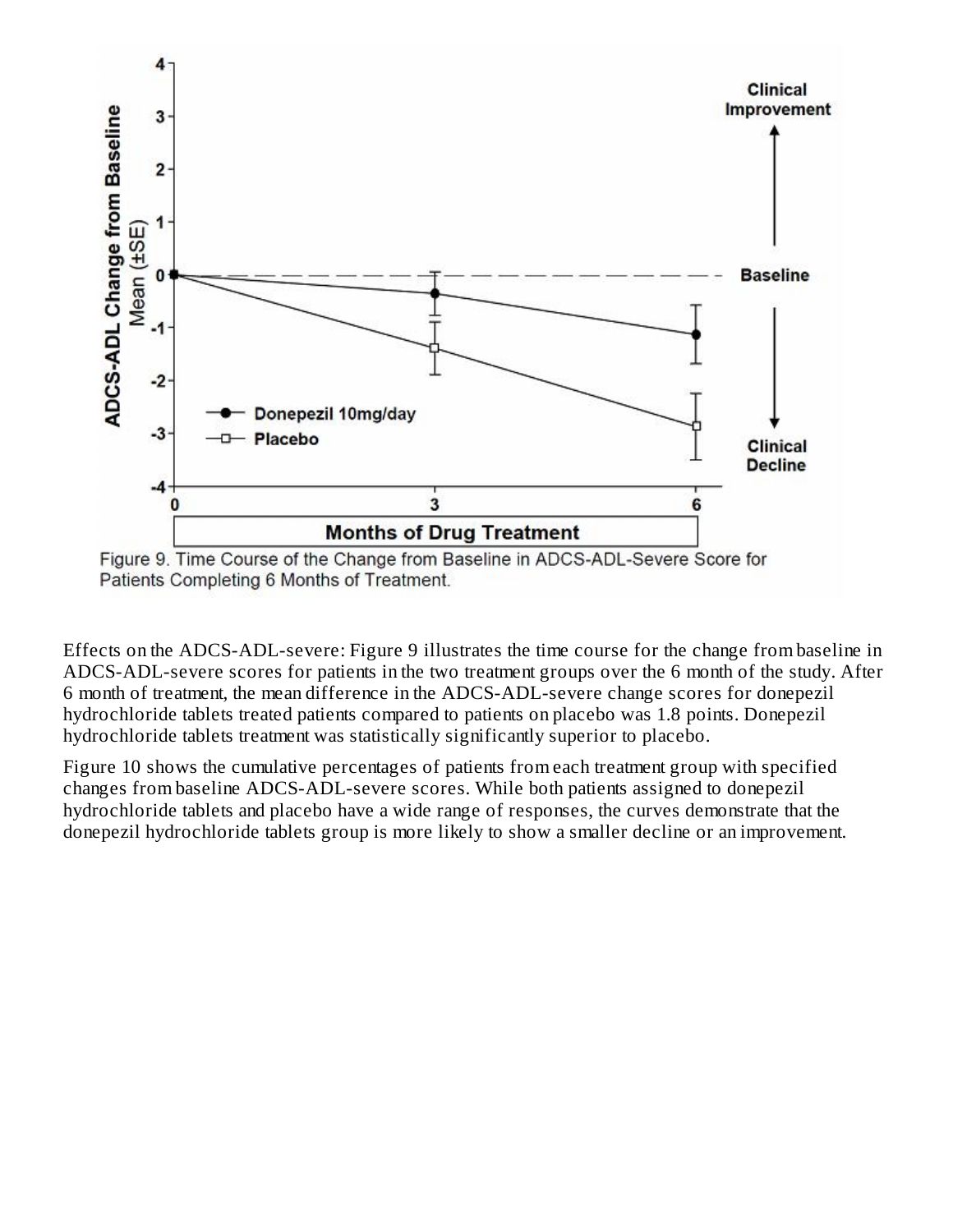Figure 9. Time Course of the Change from Baseline in ADCS-ADL-Severe Score for Patients Completing 6 Months of Treatment.

Effects on the ADCS-ADL-severe: Figure 9 illustrates the time course for the change from baseline in ADCS-ADL-severe scores for patients in the two treatment groups over the 6 month of the study. After 6 month of treatment, the mean difference in the ADCS-ADL-severe change scores for donepezil hydrochloride tablets treated patients compared to patients on placebo was 1.8 points. Donepezil hydrochloride tablets treatment was statistically significantly superior to placebo.

Figure 10 shows the cumulative percentages of patients from each treatment group with specified changes from baseline ADCS-ADL-severe scores. While both patients assigned to donepezil hydrochloride tablets and placebo have a wide range of responses, the curves demonstrate that the donepezil hydrochloride tablets group is more likely to show a smaller decline or an improvement.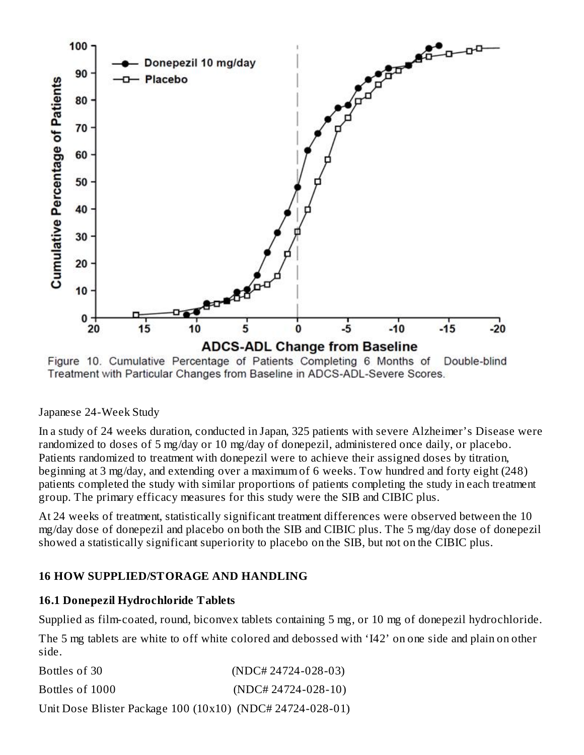Figure 10. Cumulative Percentage of Patients Completing 6 Months of Double-blind Treatment with Particular Changes from Baseline in ADCS-ADL-Severe Scores.

Japanese 24-Week Study

In a study of 24 weeks duration, conducted in Japan, 325 patients with severe Alzheimer's Disease were randomized to doses of 5 mg/day or 10 mg/day of donepezil, administered once daily, or placebo. Patients randomized to treatment with donepezil were to achieve their assigned doses by titration, beginning at 3 mg/day, and extending over a maximum of 6 weeks. Tow hundred and forty eight (248) patients completed the study with similar proportions of patients completing the study in each treatment group. The primary efficacy measures for this study were the SIB and CIBIC plus.

At 24 weeks of treatment, statistically significant treatment differences were observed between the 10 mg/day dose of donepezil and placebo on both the SIB and CIBIC plus. The 5 mg/day dose of donepezil showed a statistically significant superiority to placebo on the SIB, but not on the CIBIC plus.

## 16 HOW SUPPLIED/STORAGE AND HANDLING

### 16.1 Donepezil Hydrochloride Tablets

Supplied as film-coated, round, biconvex tablets containing 5 mg, or 10 mg of donepezil hydrochloride.

The 5 mg tablets are white to off white colored and debossed with 'I42' on one side and plain on other side.

Bottles of 30 (NDC# 24724-028-03)

Bottles of 1000 (NDC# 24724-028-10)

Unit Dose Blister Package 100 (10x10) (NDC# 24724-028-01)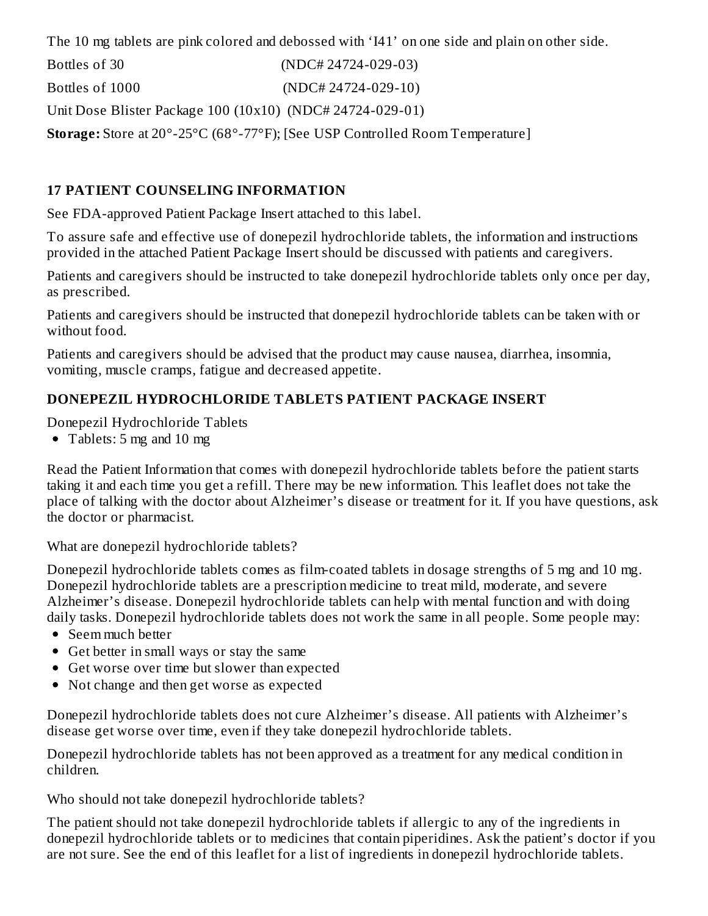The 10 mg tablets are pink colored and debossed with ‘I41’ on one side and plain on other side.

Bottles of 30 (NDC# 24724-029-03)

Bottles of 1000 (NDC# 24724-029-10)

Unit Dose Blister Package 100 (10x10) (NDC# 24724-029-01)

**Storage:** Store at 20°-25°C (68°-77°F); [See USP Controlled Room Temperature]

## 17 PATIENT COUNSELING INFORMATION

See FDA-approved Patient Package Insert attached to this label.

To assure safe and effective use of donepezil hydrochloride tablets, the information and instructions provided in the attached Patient Package Insert should be discussed with patients and caregivers.

Patients and caregivers should be instructed to take donepezil hydrochloride tablets only once per day, as prescribed.

Patients and caregivers should be instructed that donepezil hydrochloride tablets can be taken with or without food.

Patients and caregivers should be advised that the product may cause nausea, diarrhea, insomnia, vomiting, muscle cramps, fatigue and decreased appetite.

## DONEPEZIL HYDROCHLORIDE TABLETS PATIENT PACKAGE INSERT

Donepezil Hydrochloride Tablets

- Tablets: 5 mg and 10 mg

Read the Patient Information that comes with donepezil hydrochloride tablets before the patient starts taking it and each time you get a refill. There may be new information. This leaflet does not take the place of talking with the doctor about Alzheimer’s disease or treatment for it. If you have questions, ask the doctor or pharmacist.

What are donepezil hydrochloride tablets?

Donepezil hydrochloride tablets comes as film-coated tablets in dosage strengths of 5 mg and 10 mg. Donepezil hydrochloride tablets are a prescription medicine to treat mild, moderate, and severe Alzheimer’s disease. Donepezil hydrochloride tablets can help with mental function and with doing daily tasks. Donepezil hydrochloride tablets does not work the same in all people. Some people may:

- Seem much better
- Get better in small ways or stay the same
- Get worse over time but slower than expected
- Not change and then get worse as expected

Donepezil hydrochloride tablets does not cure Alzheimer’s disease. All patients with Alzheimer’s disease get worse over time, even if they take donepezil hydrochloride tablets.

Donepezil hydrochloride tablets has not been approved as a treatment for any medical condition in children.

Who should not take donepezil hydrochloride tablets?

The patient should not take donepezil hydrochloride tablets if allergic to any of the ingredients in donepezil hydrochloride tablets or to medicines that contain piperidines. Ask the patient’s doctor if you are not sure. See the end of this leaflet for a list of ingredients in donepezil hydrochloride tablets.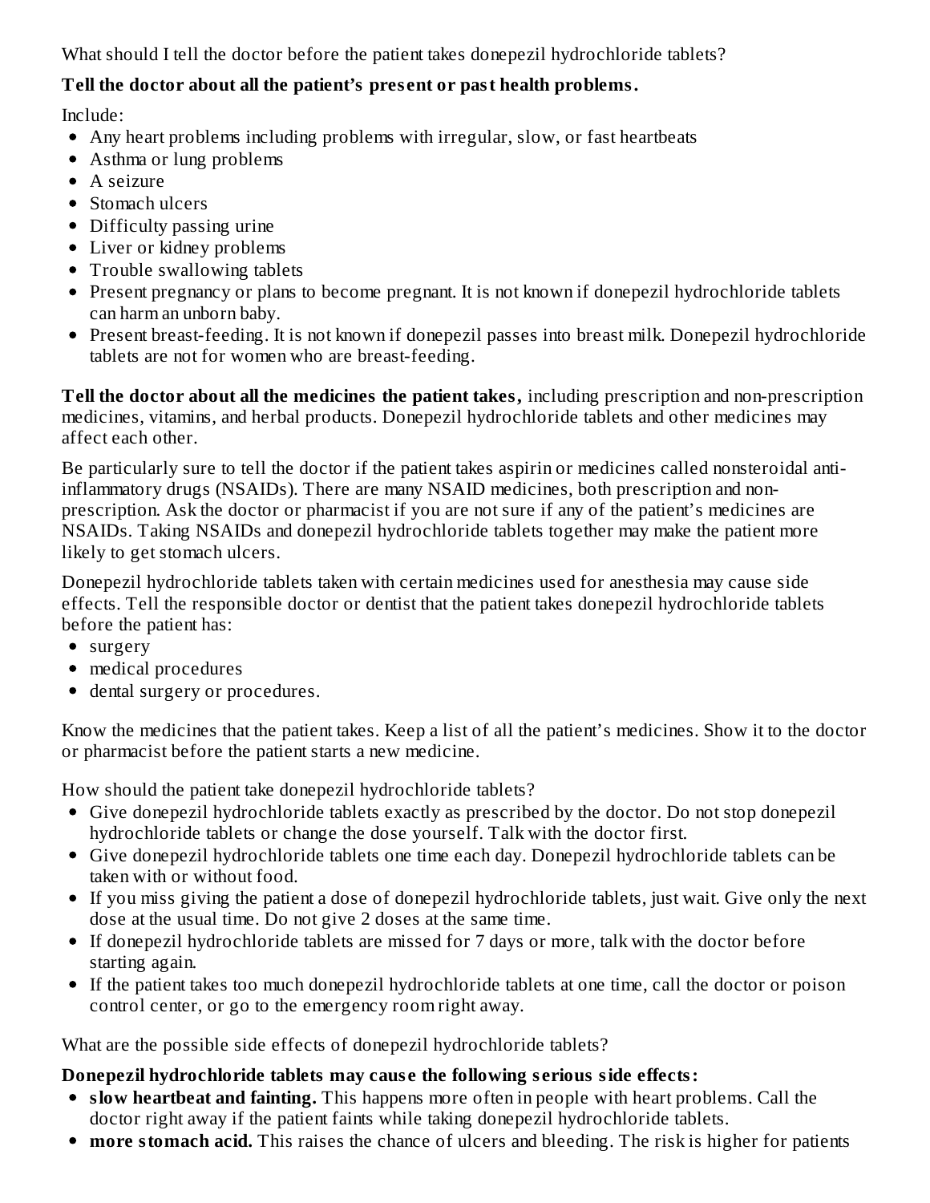What should I tell the doctor before the patient takes donepezil hydrochloride tablets?

**Tell the doctor about all the patient's present or past health problems.**

Include:

- Any heart problems including problems with irregular, slow, or fast heartbeats
- Asthma or lung problems
- A seizure
- Stomach ulcers
- Difficulty passing urine
- Liver or kidney problems
- Trouble swallowing tablets
- Present pregnancy or plans to become pregnant. It is not known if donepezil hydrochloride tablets can harm an unborn baby.
- Present breast-feeding. It is not known if donepezil passes into breast milk. Donepezil hydrochloride tablets are not for women who are breast-feeding.

**Tell the doctor about all the medicines the patient takes,** including prescription and non-prescription medicines, vitamins, and herbal products. Donepezil hydrochloride tablets and other medicines may affect each other.

Be particularly sure to tell the doctor if the patient takes aspirin or medicines called nonsteroidal anti-inflammatory drugs (NSAIDs). There are many NSAID medicines, both prescription and non-prescription. Ask the doctor or pharmacist if you are not sure if any of the patient's medicines are NSAIDs. Taking NSAIDs and donepezil hydrochloride tablets together may make the patient more likely to get stomach ulcers.

Donepezil hydrochloride tablets taken with certain medicines used for anesthesia may cause side effects. Tell the responsible doctor or dentist that the patient takes donepezil hydrochloride tablets before the patient has:

- surgery
- medical procedures
- dental surgery or procedures.

Know the medicines that the patient takes. Keep a list of all the patient's medicines. Show it to the doctor or pharmacist before the patient starts a new medicine.

How should the patient take donepezil hydrochloride tablets?

- Give donepezil hydrochloride tablets exactly as prescribed by the doctor. Do not stop donepezil hydrochloride tablets or change the dose yourself. Talk with the doctor first.
- Give donepezil hydrochloride tablets one time each day. Donepezil hydrochloride tablets can be taken with or without food.
- If you miss giving the patient a dose of donepezil hydrochloride tablets, just wait. Give only the next dose at the usual time. Do not give 2 doses at the same time.
- If donepezil hydrochloride tablets are missed for 7 days or more, talk with the doctor before starting again.
- If the patient takes too much donepezil hydrochloride tablets at one time, call the doctor or poison control center, or go to the emergency room right away.

What are the possible side effects of donepezil hydrochloride tablets?

**Donepezil hydrochloride tablets may cause the following serious side effects:**

- **slow heartbeat and fainting.** This happens more often in people with heart problems. Call the doctor right away if the patient faints while taking donepezil hydrochloride tablets.
- **more stomach acid.** This raises the chance of ulcers and bleeding. The risk is higher for patients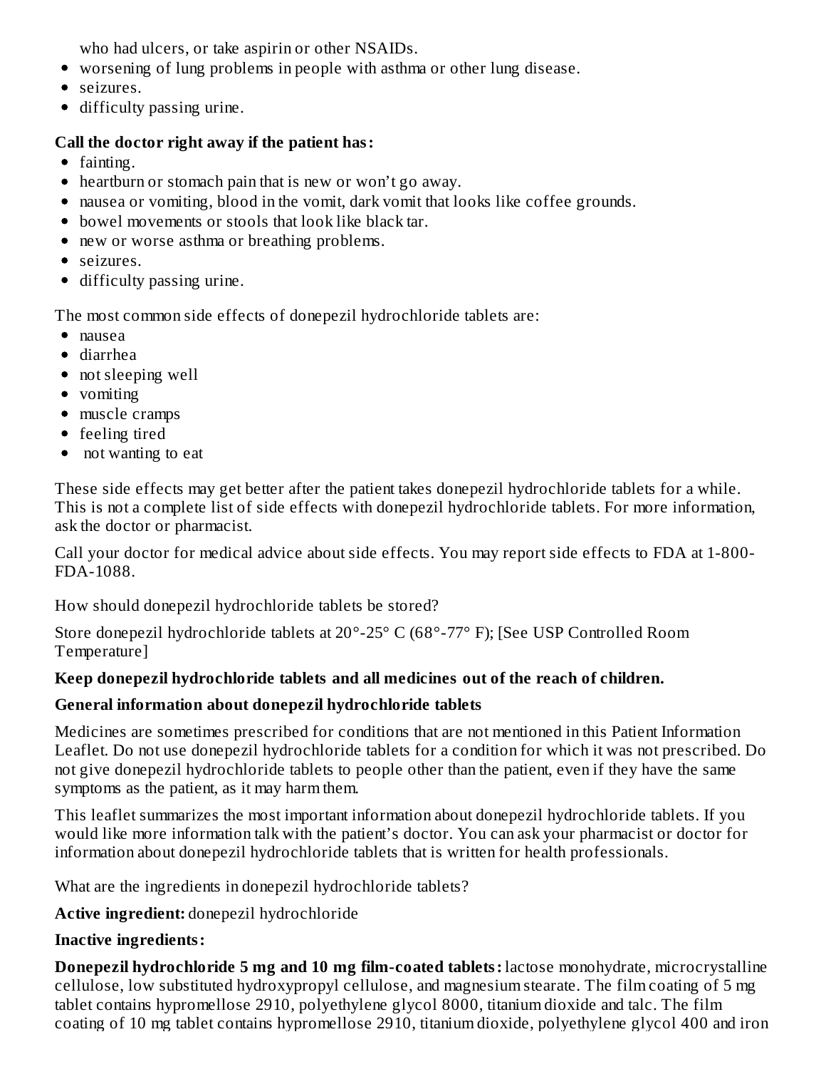who had ulcers, or take aspirin or other NSAIDs.

- worsening of lung problems in people with asthma or other lung disease.
- seizures.
- difficulty passing urine.

**Call the doctor right away if the patient has:**

- fainting.
- heartburn or stomach pain that is new or won't go away.
- nausea or vomiting, blood in the vomit, dark vomit that looks like coffee grounds.
- bowel movements or stools that look like black tar.
- new or worse asthma or breathing problems.
- seizures.
- difficulty passing urine.

The most common side effects of donepezil hydrochloride tablets are:

- nausea
- diarrhea
- not sleeping well
- vomiting
- muscle cramps
- feeling tired
- not wanting to eat

These side effects may get better after the patient takes donepezil hydrochloride tablets for a while. This is not a complete list of side effects with donepezil hydrochloride tablets. For more information, ask the doctor or pharmacist.

Call your doctor for medical advice about side effects. You may report side effects to FDA at 1-800-FDA-1088.

How should donepezil hydrochloride tablets be stored?

Store donepezil hydrochloride tablets at 20°-25° C (68°-77° F); [See USP Controlled Room Temperature]

**Keep donepezil hydrochloride tablets and all medicines out of the reach of children.**

**General information about donepezil hydrochloride tablets**

Medicines are sometimes prescribed for conditions that are not mentioned in this Patient Information Leaflet. Do not use donepezil hydrochloride tablets for a condition for which it was not prescribed. Do not give donepezil hydrochloride tablets to people other than the patient, even if they have the same symptoms as the patient, as it may harm them.

This leaflet summarizes the most important information about donepezil hydrochloride tablets. If you would like more information talk with the patient's doctor. You can ask your pharmacist or doctor for information about donepezil hydrochloride tablets that is written for health professionals.

What are the ingredients in donepezil hydrochloride tablets?

**Active ingredient:** donepezil hydrochloride

**Inactive ingredients:**

**Donepezil hydrochloride 5 mg and 10 mg film-coated tablets:** lactose monohydrate, microcrystalline cellulose, low substituted hydroxypropyl cellulose, and magnesium stearate. The film coating of 5 mg tablet contains hypromellose 2910, polyethylene glycol 8000, titanium dioxide and talc. The film coating of 10 mg tablet contains hypromellose 2910, titanium dioxide, polyethylene glycol 400 and iron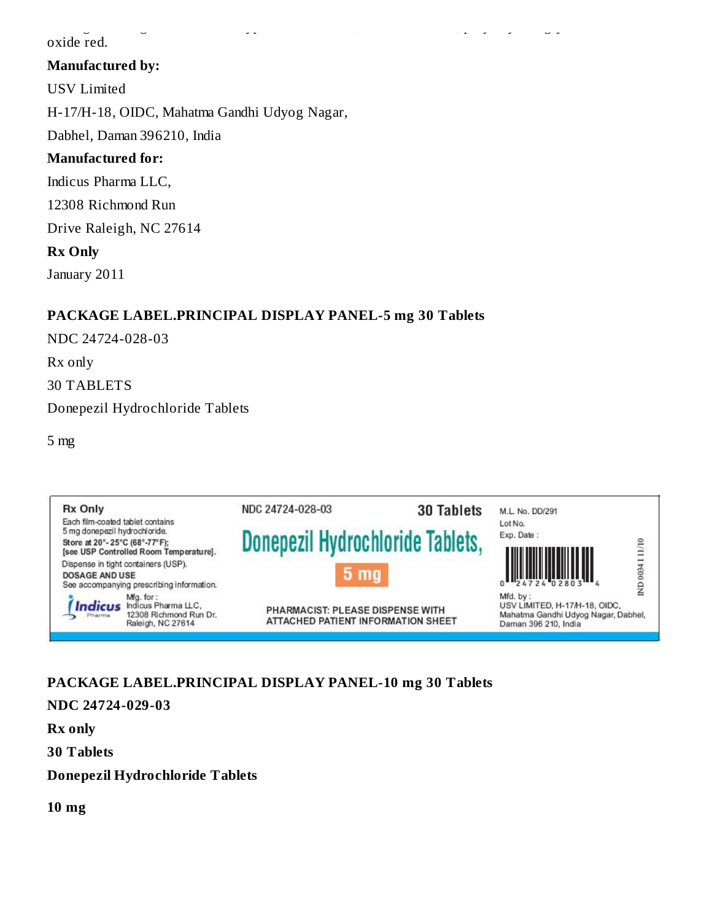oxide red.

**Manufactured by:**

USV Limited

H-17/H-18, OIDC, Mahatma Gandhi Udyog Nagar,

Dabhel, Daman 396210, India

**Manufactured for:**

Indicus Pharma LLC,

12308 Richmond Run

Drive Raleigh, NC 27614

**Rx Only**

January 2011

## PACKAGE LABEL.PRINCIPAL DISPLAY PANEL-5 mg 30 Tablets

NDC 24724-028-03

Rx only

30 TABLETS

Donepezil Hydrochloride Tablets

5 mg

Rx Only

Each film-coated tablet contains 5 mg donepezil hydrochloride.

Store at 20°- 25°C (68°-77°F); [see USP Controlled Room Temperature].

Dispense in tight containers (USP).

DOSAGE AND USE

See accompanying prescribing information.

Indicus Pharma

Mfg. for : Indicus Pharma LLC, 12308 Richmond Run Dr. Raleigh, NC 27614

NDC 24724-028-03 30 Tablets

Donepezil Hydrochloride Tablets,

5 mg

PHARMACIST: PLEASE DISPENSE WITH ATTACHED PATIENT INFORMATION SHEET

M.L. No. DD/291

Lot No.

Exp. Date :

0 24724 02803 4

IND 0034 1 11/10

Mfd. by : USV LIMITED, H-17/H-18, OIDC, Mahatma Gandhi Udyog Nagar, Dabhel, Daman 396 210, India

## PACKAGE LABEL.PRINCIPAL DISPLAY PANEL-10 mg 30 Tablets

**NDC 24724-029-03**

**Rx only**

**30 Tablets**

**Donepezil Hydrochloride Tablets**

**10 mg**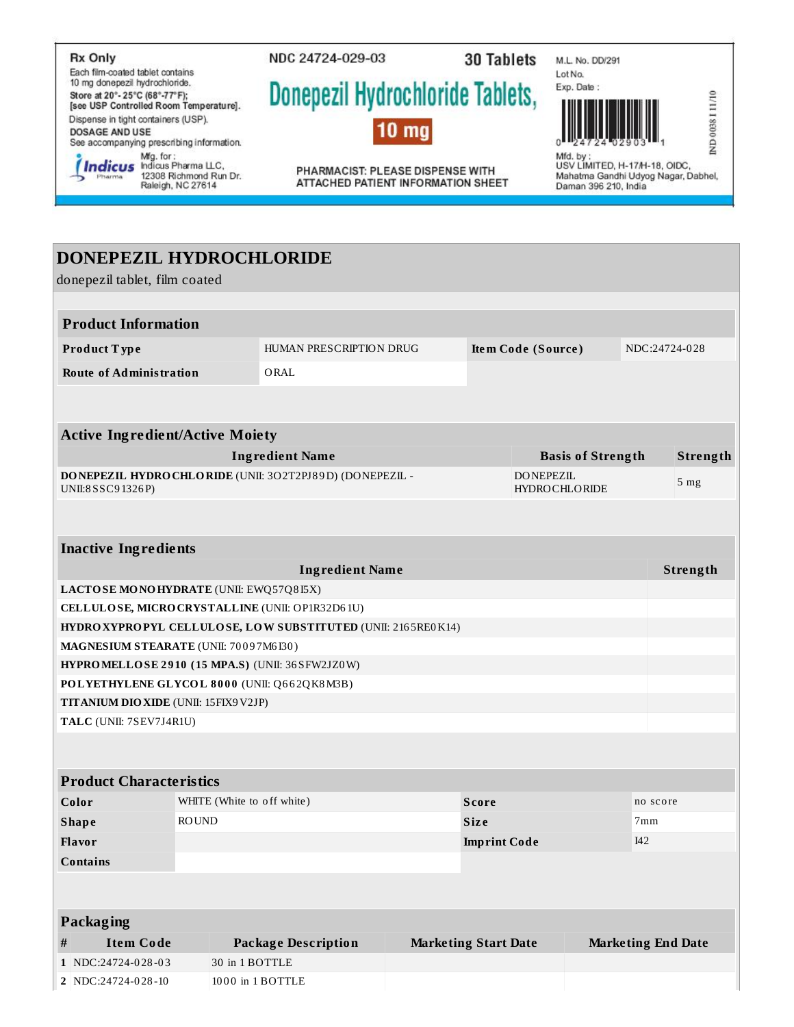Rx Only

Each film-coated tablet contains 10 mg donepezil hydrochloride.

Store at 20°- 25°C (68°-77°F); [see USP Controlled Room Temperature].

Dispense in tight containers (USP).

DOSAGE AND USE

See accompanying prescribing information.

Mfg. for : Indicus Pharma LLC, 12308 Richmond Run Dr. Raleigh, NC 27614

NDC 24724-029-03

30 Tablets

**Donepezil Hydrochloride Tablets,**

**10 mg**

PHARMACIST: PLEASE DISPENSE WITH ATTACHED PATIENT INFORMATION SHEET

M.L. No. DD/291

Lot No.

Exp. Date :

0 24724 02903 1

Mfd. by : USV LIMITED, H-17/H-18, OIDC, Mahatma Gandhi Udyog Nagar, Dabhel, Daman 396 210, India

IND 0038 I 11/10

# DONEPEZIL HYDROCHLORIDE

donepezil tablet, film coated

| Product Information | | | |
|---|---|---|---|
| **Product Type** | HUMAN PRESCRIPTION DRUG | **Item Code (Source)** | NDC:24724-028 |
| **Route of Administration** | ORAL | | |

| Active Ingredient/Active Moiety | | |
|---|---|---|
| **Ingredient Name** | **Basis of Strength** | **Strength** |
| **DONEPEZIL HYDROCHLORIDE** (UNII: 3O2T2PJ89D) (DONEPEZIL - UNII:8SSC91326P) | DONEPEZIL HYDROCHLORIDE | 5 mg |

| Inactive Ingredients | |
|---|---|
| **Ingredient Name** | **Strength** |
| **LACTOSE MONOHYDRATE** (UNII: EWQ57Q8I5X) | |
| **CELLULOSE, MICROCRYSTALLINE** (UNII: OP1R32D61U) | |
| **HYDROXYPROPYL CELLULOSE, LOW SUBSTITUTED** (UNII: 2165RE0K14) | |
| **MAGNESIUM STEARATE** (UNII: 70097M6I30) | |
| **HYPROMELLOSE 2910 (15 MPA.S)** (UNII: 36SFW2JZ0W) | |
| **POLYETHYLENE GLYCOL 8000** (UNII: Q662QK8M3B) | |
| **TITANIUM DIOXIDE** (UNII: 15FIX9V2JP) | |
| **TALC** (UNII: 7SEV7J4R1U) | |

| Product Characteristics | | | |
|---|---|---|---|
| **Color** | WHITE (White to off white) | **Score** | no score |
| **Shape** | ROUND | **Size** | 7mm |
| **Flavor** | | **Imprint Code** | I42 |
| **Contains** | | | |

| Packaging | | | | |
|---|---|---|---|---|
| **#** | **Item Code** | **Package Description** | **Marketing Start Date** | **Marketing End Date** |
| **1** | NDC:24724-028-03 | 30 in 1 BOTTLE | | |
| **2** | NDC:24724-028-10 | 1000 in 1 BOTTLE | | |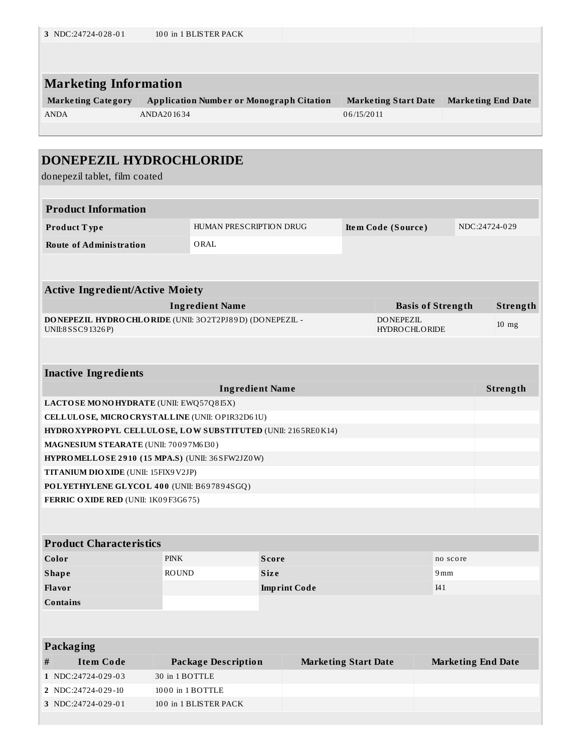| 3 | NDC:24724-028-01 | 100 in 1 BLISTER PACK | | |
|---|---|---|---|---|

## Marketing Information

| Marketing Category | Application Number or Monograph Citation | Marketing Start Date | Marketing End Date |
|---|---|---|---|
| ANDA | ANDA201634 | 06/15/2011 | |

# DONEPEZIL HYDROCHLORIDE

donepezil tablet, film coated

## Product Information

| Product Type | HUMAN PRESCRIPTION DRUG | Item Code (Source) | NDC:24724-029 |
|---|---|---|---|
| Route of Administration | ORAL | | |

## Active Ingredient/Active Moiety

| Ingredient Name | Basis of Strength | Strength |
|---|---|---|
| **DONEPEZIL HYDROCHLORIDE** (UNII: 3O2T2PJ89D) (DONEPEZIL - UNII:8SSC91326P) | DONEPEZIL HYDROCHLORIDE | 10 mg |

## Inactive Ingredients

| Ingredient Name | Strength |
|---|---|
| **LACTOSE MONOHYDRATE** (UNII: EWQ57Q8I5X) | |
| **CELLULOSE, MICROCRYSTALLINE** (UNII: OP1R32D61U) | |
| **HYDROXYPROPYL CELLULOSE, LOW SUBSTITUTED** (UNII: 2165RE0K14) | |
| **MAGNESIUM STEARATE** (UNII: 70097M6I30) | |
| **HYPROMELLOSE 2910 (15 MPA.S)** (UNII: 36SFW2JZ0W) | |
| **TITANIUM DIOXIDE** (UNII: 15FIX9V2JP) | |
| **POLYETHYLENE GLYCOL 400** (UNII: B697894SGQ) | |
| **FERRIC OXIDE RED** (UNII: 1K09F3G675) | |

## Product Characteristics

| Color | PINK | Score | no score |
|---|---|---|---|
| Shape | ROUND | Size | 9mm |
| Flavor | | Imprint Code | I41 |
| Contains | | | |

## Packaging

| # | Item Code | Package Description | Marketing Start Date | Marketing End Date |
|---|---|---|---|---|
| 1 | NDC:24724-029-03 | 30 in 1 BOTTLE | | |
| 2 | NDC:24724-029-10 | 1000 in 1 BOTTLE | | |
| 3 | NDC:24724-029-01 | 100 in 1 BLISTER PACK | | |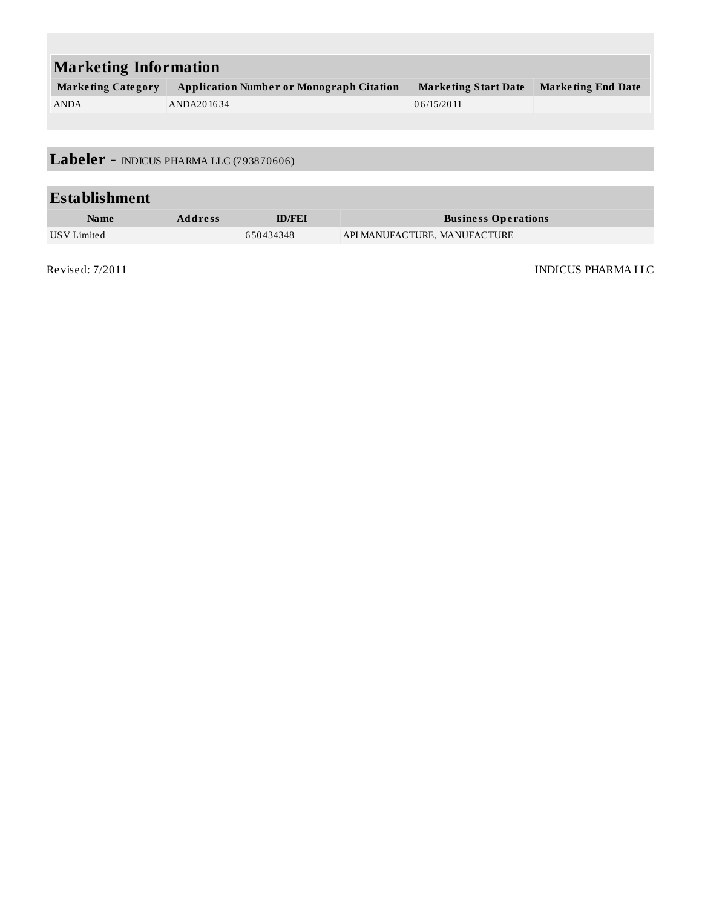## Marketing Information

| Marketing Category | Application Number or Monograph Citation | Marketing Start Date | Marketing End Date |
|---|---|---|---|
| ANDA | ANDA201634 | 06/15/2011 | |

## Labeler - INDICUS PHARMA LLC (793870606)

## Establishment

| Name | Address | ID/FEI | Business Operations |
|---|---|---|---|
| USV Limited | | 650434348 | API MANUFACTURE, MANUFACTURE |

Revised: 7/2011

INDICUS PHARMA LLC